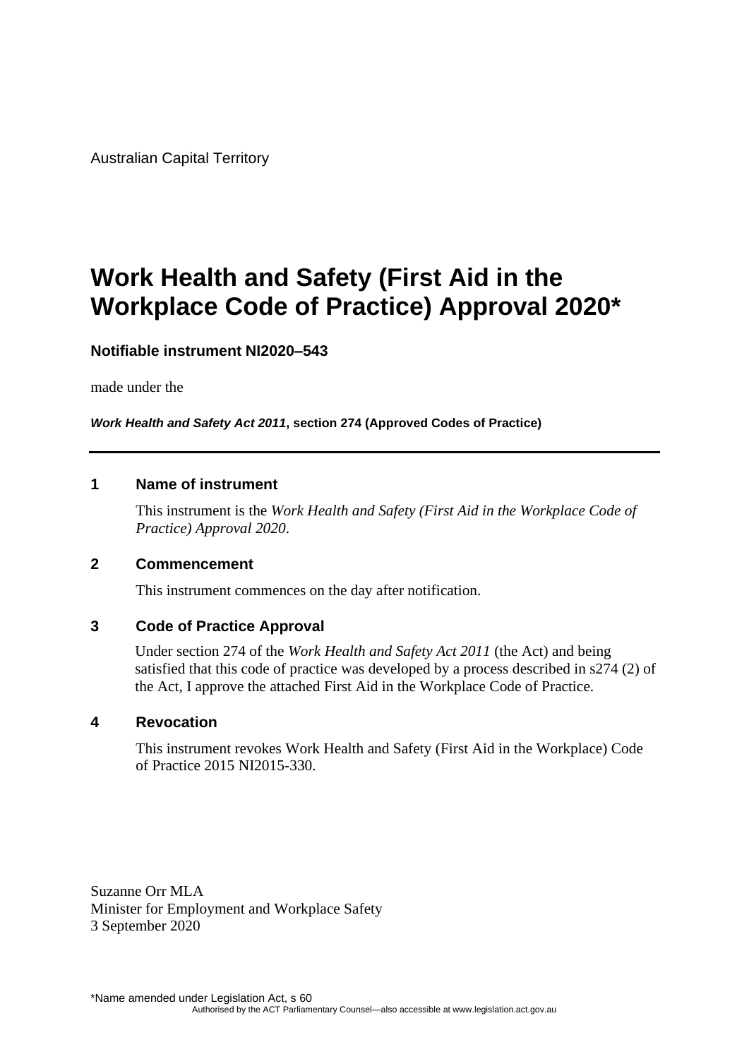Australian Capital Territory

# Work Health and Safety (First Aid in the Workplace Code of Practice) Approval 2020*

**Notifiable instrument NI2020–543**

made under the

***Work Health and Safety Act 2011*, section 274 (Approved Codes of Practice)**

## 1 Name of instrument

This instrument is the *Work Health and Safety (First Aid in the Workplace Code of Practice) Approval 2020*.

## 2 Commencement

This instrument commences on the day after notification.

## 3 Code of Practice Approval

Under section 274 of the *Work Health and Safety Act 2011* (the Act) and being satisfied that this code of practice was developed by a process described in s274 (2) of the Act, I approve the attached First Aid in the Workplace Code of Practice.

## 4 Revocation

This instrument revokes Work Health and Safety (First Aid in the Workplace) Code of Practice 2015 NI2015-330.

Suzanne Orr MLA
Minister for Employment and Workplace Safety
3 September 2020

*Name amended under Legislation Act, s 60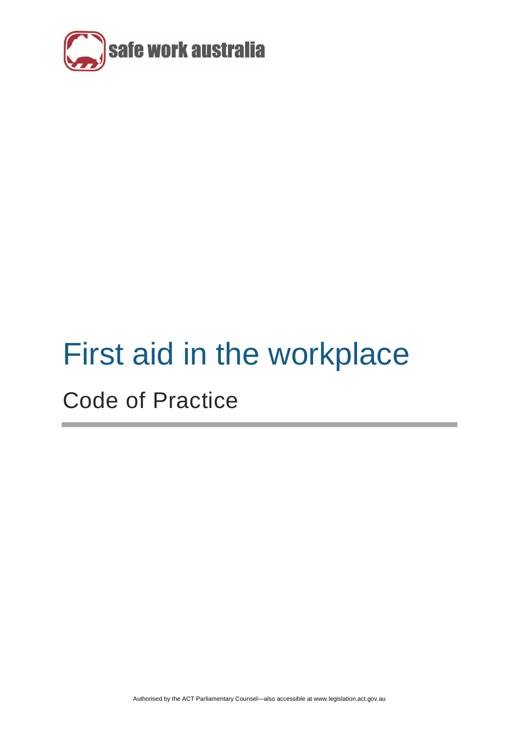safe work australia

# First aid in the workplace

## Code of Practice

Authorised by the ACT Parliamentary Counsel—also accessible at www.legislation.act.gov.au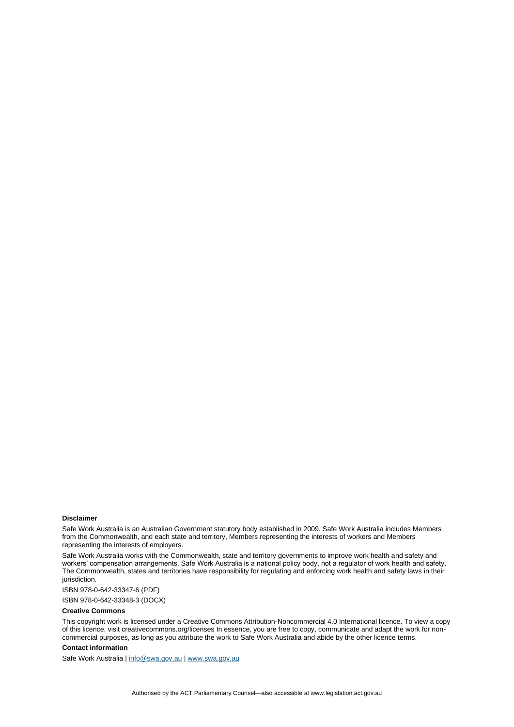**Disclaimer**

Safe Work Australia is an Australian Government statutory body established in 2009. Safe Work Australia includes Members from the Commonwealth, and each state and territory, Members representing the interests of workers and Members representing the interests of employers.

Safe Work Australia works with the Commonwealth, state and territory governments to improve work health and safety and workers' compensation arrangements. Safe Work Australia is a national policy body, not a regulator of work health and safety. The Commonwealth, states and territories have responsibility for regulating and enforcing work health and safety laws in their jurisdiction.

ISBN 978-0-642-33347-6 (PDF)

ISBN 978-0-642-33348-3 (DOCX)

**Creative Commons**

This copyright work is licensed under a Creative Commons Attribution-Noncommercial 4.0 International licence. To view a copy of this licence, visit creativecommons.org/licenses In essence, you are free to copy, communicate and adapt the work for non-commercial purposes, as long as you attribute the work to Safe Work Australia and abide by the other licence terms.

**Contact information**

Safe Work Australia | info@swa.gov.au | www.swa.gov.au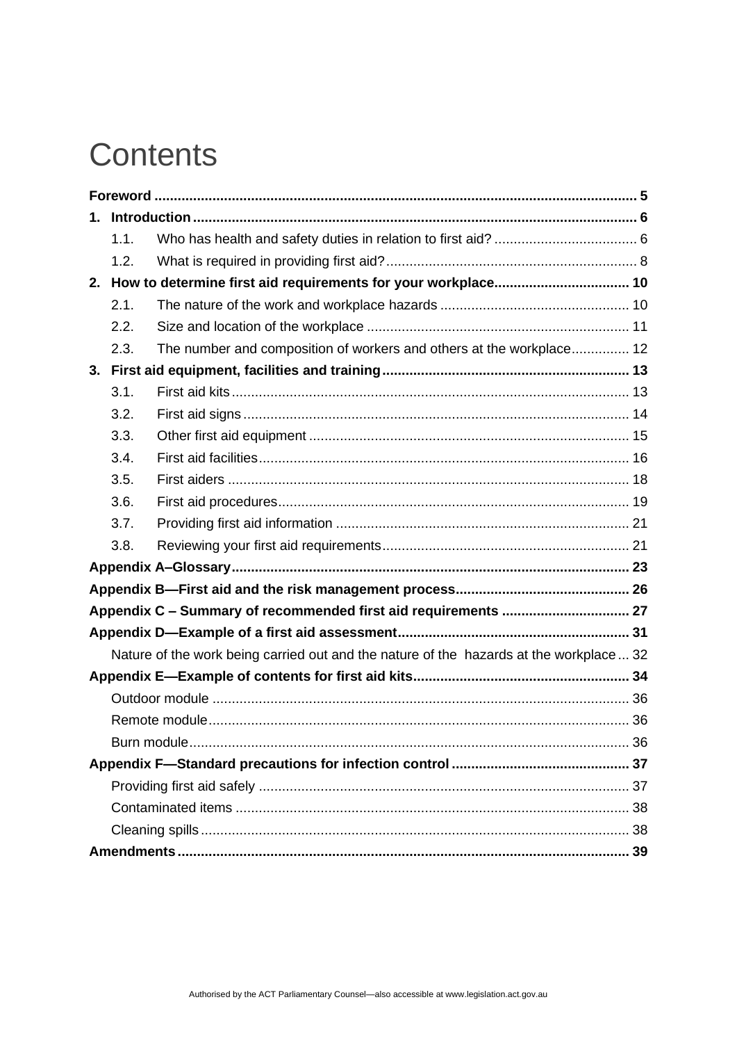# Contents

**Foreword** ..... 5

**1. Introduction** ..... 6

- 1.1. Who has health and safety duties in relation to first aid? ..... 6
- 1.2. What is required in providing first aid? ..... 8

**2. How to determine first aid requirements for your workplace** ..... 10

- 2.1. The nature of the work and workplace hazards ..... 10
- 2.2. Size and location of the workplace ..... 11
- 2.3. The number and composition of workers and others at the workplace ..... 12

**3. First aid equipment, facilities and training** ..... 13

- 3.1. First aid kits ..... 13
- 3.2. First aid signs ..... 14
- 3.3. Other first aid equipment ..... 15
- 3.4. First aid facilities ..... 16
- 3.5. First aiders ..... 18
- 3.6. First aid procedures ..... 19
- 3.7. Providing first aid information ..... 21
- 3.8. Reviewing your first aid requirements ..... 21

**Appendix A–Glossary** ..... 23

**Appendix B—First aid and the risk management process** ..... 26

**Appendix C – Summary of recommended first aid requirements** ..... 27

**Appendix D—Example of a first aid assessment** ..... 31

- Nature of the work being carried out and the nature of the hazards at the workplace ..... 32

**Appendix E—Example of contents for first aid kits** ..... 34

- Outdoor module ..... 36
- Remote module ..... 36
- Burn module ..... 36

**Appendix F—Standard precautions for infection control** ..... 37

- Providing first aid safely ..... 37
- Contaminated items ..... 38
- Cleaning spills ..... 38

**Amendments** ..... 39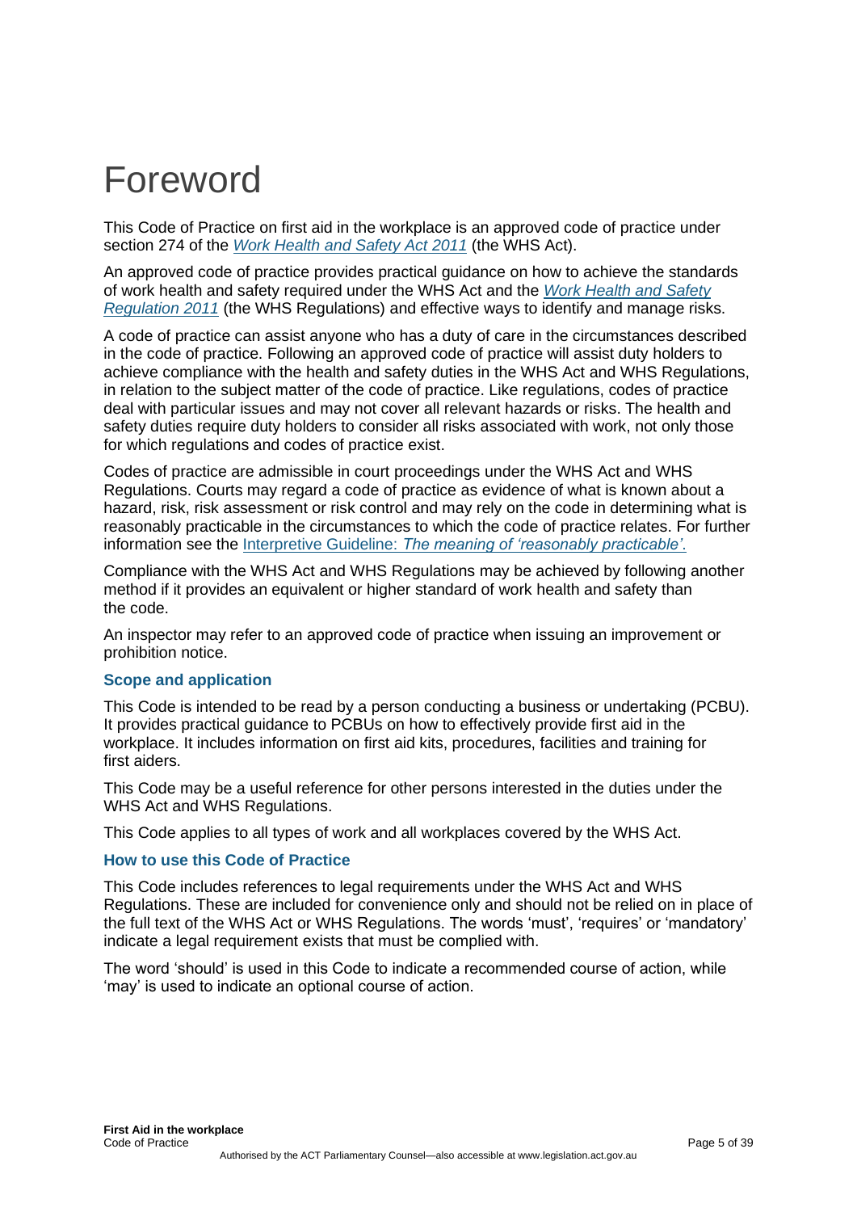# Foreword

This Code of Practice on first aid in the workplace is an approved code of practice under section 274 of the *Work Health and Safety Act 2011* (the WHS Act).

An approved code of practice provides practical guidance on how to achieve the standards of work health and safety required under the WHS Act and the *Work Health and Safety Regulation 2011* (the WHS Regulations) and effective ways to identify and manage risks.

A code of practice can assist anyone who has a duty of care in the circumstances described in the code of practice. Following an approved code of practice will assist duty holders to achieve compliance with the health and safety duties in the WHS Act and WHS Regulations, in relation to the subject matter of the code of practice. Like regulations, codes of practice deal with particular issues and may not cover all relevant hazards or risks. The health and safety duties require duty holders to consider all risks associated with work, not only those for which regulations and codes of practice exist.

Codes of practice are admissible in court proceedings under the WHS Act and WHS Regulations. Courts may regard a code of practice as evidence of what is known about a hazard, risk, risk assessment or risk control and may rely on the code in determining what is reasonably practicable in the circumstances to which the code of practice relates. For further information see the Interpretive Guideline: *The meaning of 'reasonably practicable'*.

Compliance with the WHS Act and WHS Regulations may be achieved by following another method if it provides an equivalent or higher standard of work health and safety than the code.

An inspector may refer to an approved code of practice when issuing an improvement or prohibition notice.

### Scope and application

This Code is intended to be read by a person conducting a business or undertaking (PCBU). It provides practical guidance to PCBUs on how to effectively provide first aid in the workplace. It includes information on first aid kits, procedures, facilities and training for first aiders.

This Code may be a useful reference for other persons interested in the duties under the WHS Act and WHS Regulations.

This Code applies to all types of work and all workplaces covered by the WHS Act.

### How to use this Code of Practice

This Code includes references to legal requirements under the WHS Act and WHS Regulations. These are included for convenience only and should not be relied on in place of the full text of the WHS Act or WHS Regulations. The words 'must', 'requires' or 'mandatory' indicate a legal requirement exists that must be complied with.

The word 'should' is used in this Code to indicate a recommended course of action, while 'may' is used to indicate an optional course of action.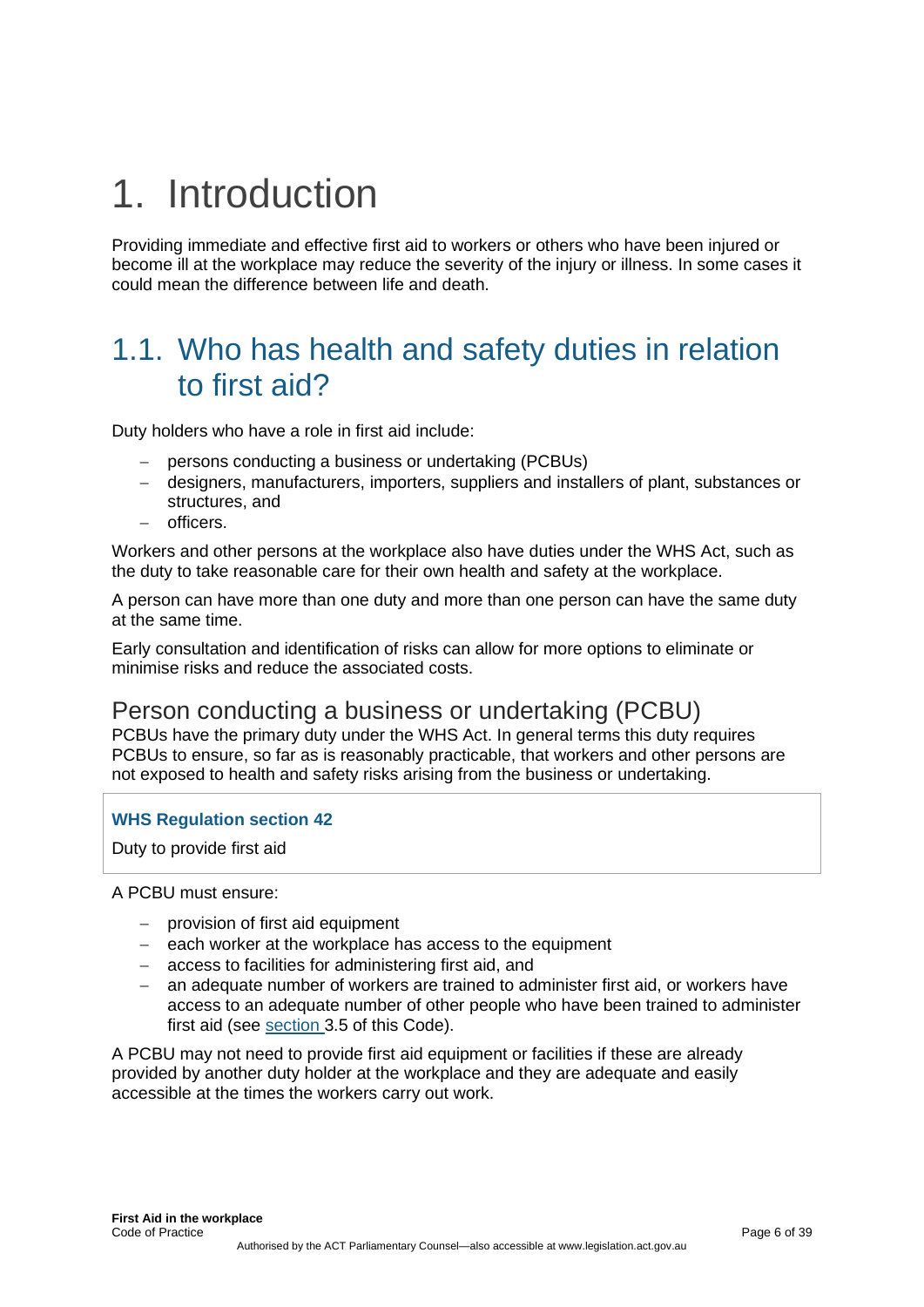# 1. Introduction

Providing immediate and effective first aid to workers or others who have been injured or become ill at the workplace may reduce the severity of the injury or illness. In some cases it could mean the difference between life and death.

## 1.1. Who has health and safety duties in relation to first aid?

Duty holders who have a role in first aid include:

- persons conducting a business or undertaking (PCBUs)
- designers, manufacturers, importers, suppliers and installers of plant, substances or structures, and
- officers.

Workers and other persons at the workplace also have duties under the WHS Act, such as the duty to take reasonable care for their own health and safety at the workplace.

A person can have more than one duty and more than one person can have the same duty at the same time.

Early consultation and identification of risks can allow for more options to eliminate or minimise risks and reduce the associated costs.

### Person conducting a business or undertaking (PCBU)

PCBUs have the primary duty under the WHS Act. In general terms this duty requires PCBUs to ensure, so far as is reasonably practicable, that workers and other persons are not exposed to health and safety risks arising from the business or undertaking.

**WHS Regulation section 42**

Duty to provide first aid

A PCBU must ensure:

- provision of first aid equipment
- each worker at the workplace has access to the equipment
- access to facilities for administering first aid, and
- an adequate number of workers are trained to administer first aid, or workers have access to an adequate number of other people who have been trained to administer first aid (see section 3.5 of this Code).

A PCBU may not need to provide first aid equipment or facilities if these are already provided by another duty holder at the workplace and they are adequate and easily accessible at the times the workers carry out work.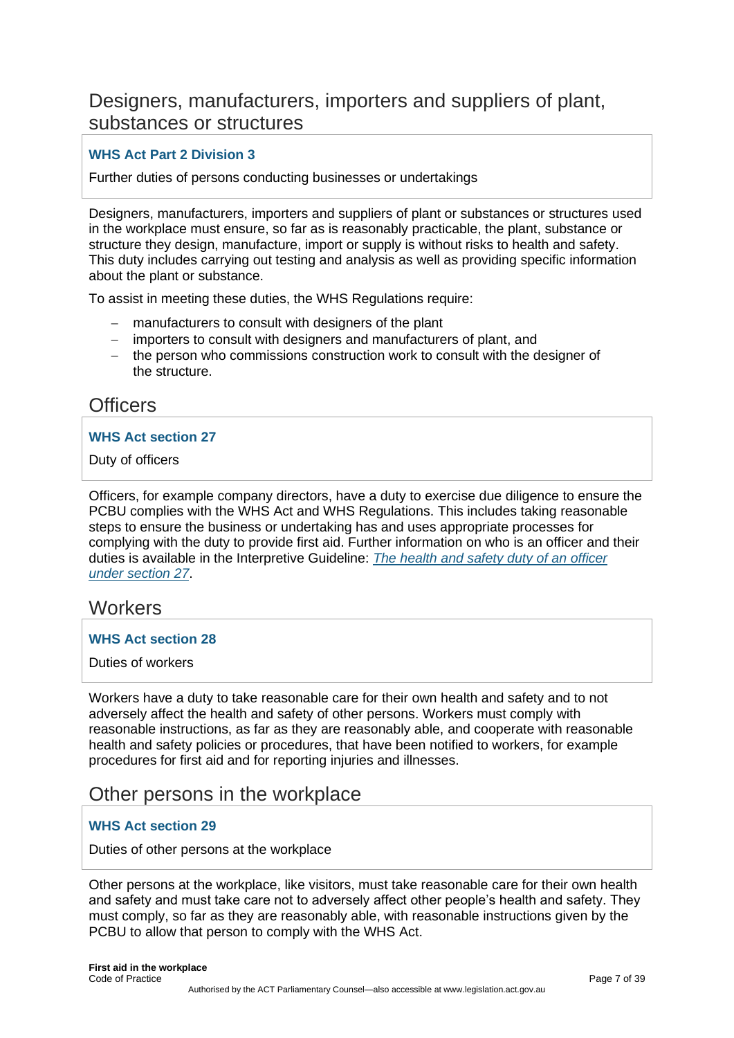## Designers, manufacturers, importers and suppliers of plant, substances or structures

> **WHS Act Part 2 Division 3**
>
> Further duties of persons conducting businesses or undertakings

Designers, manufacturers, importers and suppliers of plant or substances or structures used in the workplace must ensure, so far as is reasonably practicable, the plant, substance or structure they design, manufacture, import or supply is without risks to health and safety. This duty includes carrying out testing and analysis as well as providing specific information about the plant or substance.

To assist in meeting these duties, the WHS Regulations require:

- manufacturers to consult with designers of the plant
- importers to consult with designers and manufacturers of plant, and
- the person who commissions construction work to consult with the designer of the structure.

## Officers

> **WHS Act section 27**
>
> Duty of officers

Officers, for example company directors, have a duty to exercise due diligence to ensure the PCBU complies with the WHS Act and WHS Regulations. This includes taking reasonable steps to ensure the business or undertaking has and uses appropriate processes for complying with the duty to provide first aid. Further information on who is an officer and their duties is available in the Interpretive Guideline: *The health and safety duty of an officer under section 27*.

## Workers

> **WHS Act section 28**
>
> Duties of workers

Workers have a duty to take reasonable care for their own health and safety and to not adversely affect the health and safety of other persons. Workers must comply with reasonable instructions, as far as they are reasonably able, and cooperate with reasonable health and safety policies or procedures, that have been notified to workers, for example procedures for first aid and for reporting injuries and illnesses.

## Other persons in the workplace

> **WHS Act section 29**
>
> Duties of other persons at the workplace

Other persons at the workplace, like visitors, must take reasonable care for their own health and safety and must take care not to adversely affect other people's health and safety. They must comply, so far as they are reasonably able, with reasonable instructions given by the PCBU to allow that person to comply with the WHS Act.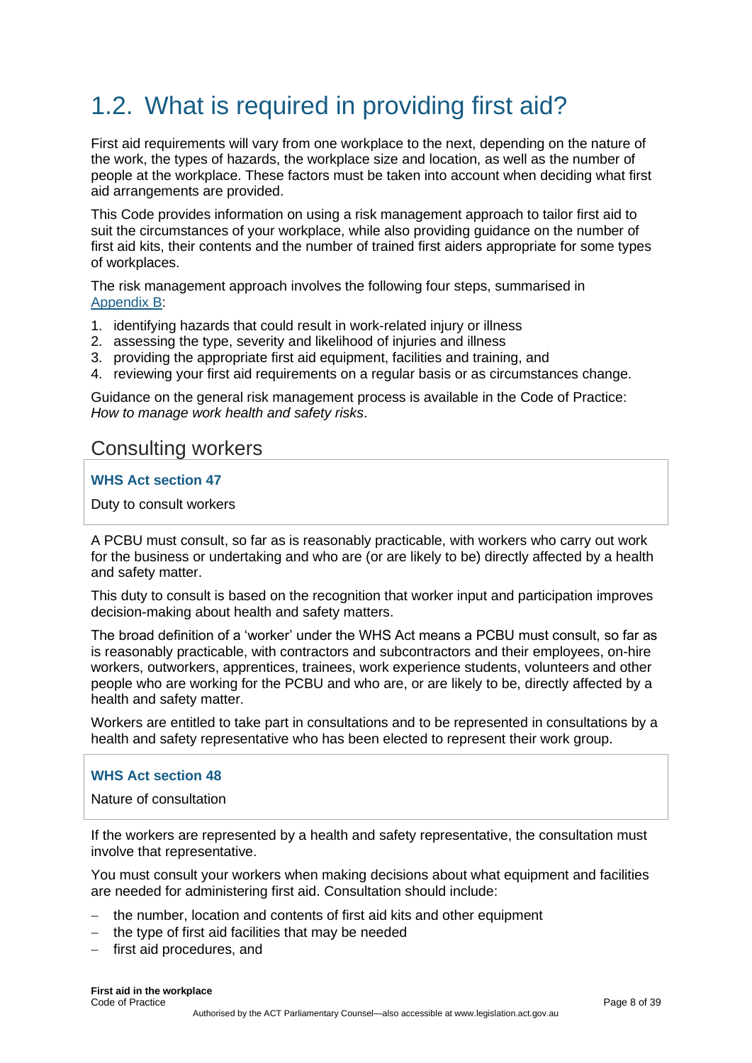# 1.2. What is required in providing first aid?

First aid requirements will vary from one workplace to the next, depending on the nature of the work, the types of hazards, the workplace size and location, as well as the number of people at the workplace. These factors must be taken into account when deciding what first aid arrangements are provided.

This Code provides information on using a risk management approach to tailor first aid to suit the circumstances of your workplace, while also providing guidance on the number of first aid kits, their contents and the number of trained first aiders appropriate for some types of workplaces.

The risk management approach involves the following four steps, summarised in Appendix B:

1. identifying hazards that could result in work-related injury or illness
2. assessing the type, severity and likelihood of injuries and illness
3. providing the appropriate first aid equipment, facilities and training, and
4. reviewing your first aid requirements on a regular basis or as circumstances change.

Guidance on the general risk management process is available in the Code of Practice: *How to manage work health and safety risks*.

## Consulting workers

**WHS Act section 47**

Duty to consult workers

A PCBU must consult, so far as is reasonably practicable, with workers who carry out work for the business or undertaking and who are (or are likely to be) directly affected by a health and safety matter.

This duty to consult is based on the recognition that worker input and participation improves decision-making about health and safety matters.

The broad definition of a 'worker' under the WHS Act means a PCBU must consult, so far as is reasonably practicable, with contractors and subcontractors and their employees, on-hire workers, outworkers, apprentices, trainees, work experience students, volunteers and other people who are working for the PCBU and who are, or are likely to be, directly affected by a health and safety matter.

Workers are entitled to take part in consultations and to be represented in consultations by a health and safety representative who has been elected to represent their work group.

**WHS Act section 48**

Nature of consultation

If the workers are represented by a health and safety representative, the consultation must involve that representative.

You must consult your workers when making decisions about what equipment and facilities are needed for administering first aid. Consultation should include:

- the number, location and contents of first aid kits and other equipment
- the type of first aid facilities that may be needed
- first aid procedures, and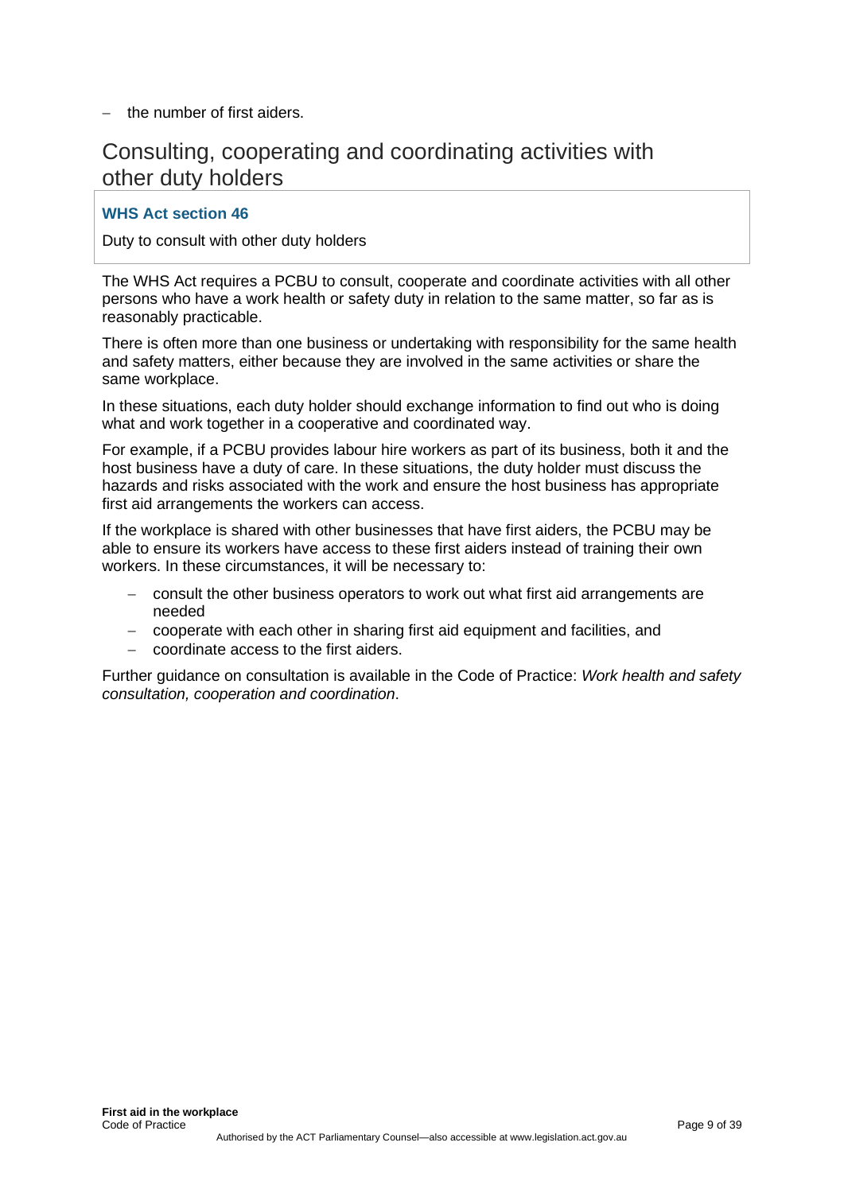– the number of first aiders.

## Consulting, cooperating and coordinating activities with other duty holders

> **WHS Act section 46**
>
> Duty to consult with other duty holders

The WHS Act requires a PCBU to consult, cooperate and coordinate activities with all other persons who have a work health or safety duty in relation to the same matter, so far as is reasonably practicable.

There is often more than one business or undertaking with responsibility for the same health and safety matters, either because they are involved in the same activities or share the same workplace.

In these situations, each duty holder should exchange information to find out who is doing what and work together in a cooperative and coordinated way.

For example, if a PCBU provides labour hire workers as part of its business, both it and the host business have a duty of care. In these situations, the duty holder must discuss the hazards and risks associated with the work and ensure the host business has appropriate first aid arrangements the workers can access.

If the workplace is shared with other businesses that have first aiders, the PCBU may be able to ensure its workers have access to these first aiders instead of training their own workers. In these circumstances, it will be necessary to:

- consult the other business operators to work out what first aid arrangements are needed
- cooperate with each other in sharing first aid equipment and facilities, and
- coordinate access to the first aiders.

Further guidance on consultation is available in the Code of Practice: *Work health and safety consultation, cooperation and coordination*.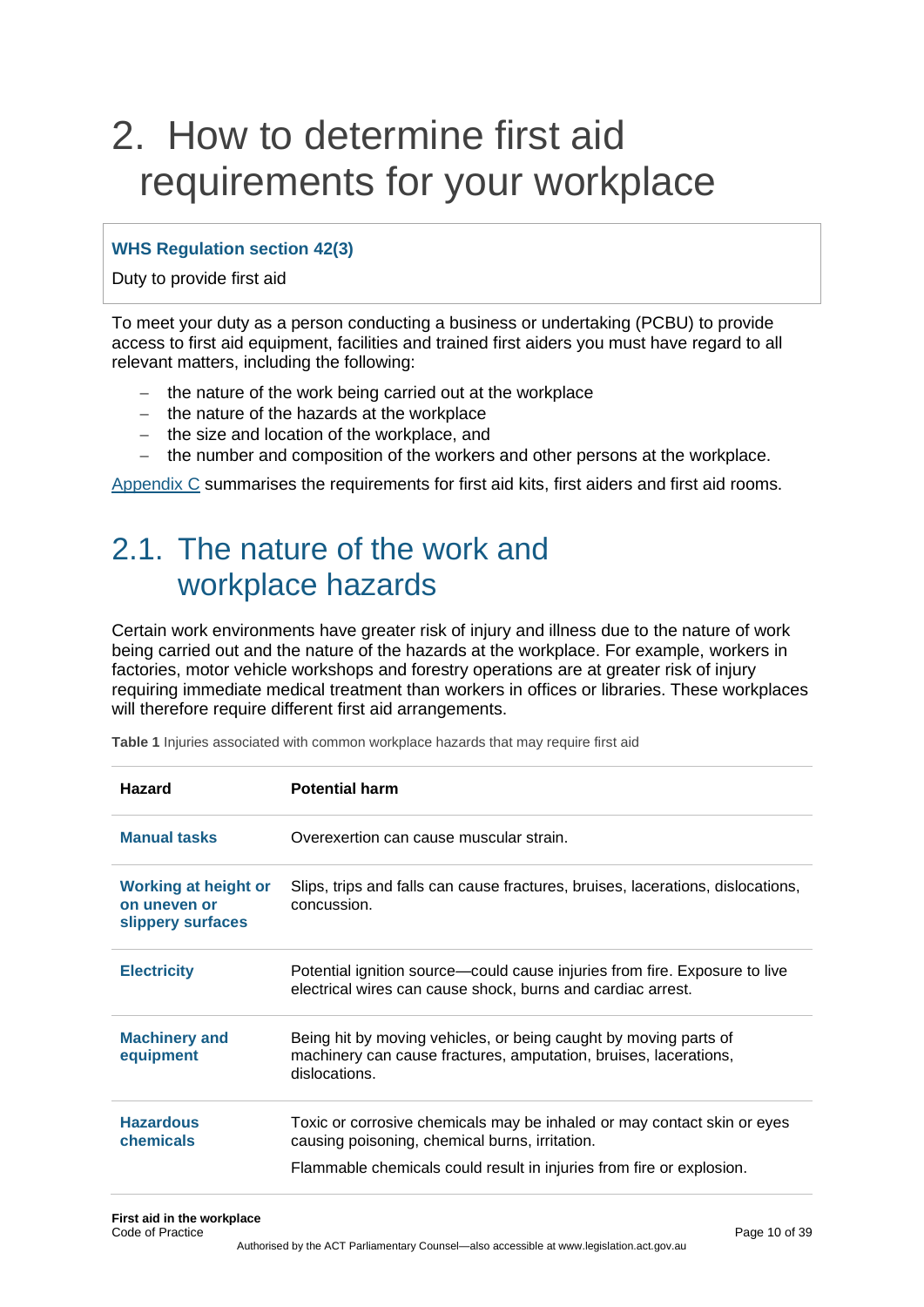# 2. How to determine first aid requirements for your workplace

**WHS Regulation section 42(3)**

Duty to provide first aid

To meet your duty as a person conducting a business or undertaking (PCBU) to provide access to first aid equipment, facilities and trained first aiders you must have regard to all relevant matters, including the following:

- the nature of the work being carried out at the workplace
- the nature of the hazards at the workplace
- the size and location of the workplace, and
- the number and composition of the workers and other persons at the workplace.

Appendix C summarises the requirements for first aid kits, first aiders and first aid rooms.

## 2.1. The nature of the work and workplace hazards

Certain work environments have greater risk of injury and illness due to the nature of work being carried out and the nature of the hazards at the workplace. For example, workers in factories, motor vehicle workshops and forestry operations are at greater risk of injury requiring immediate medical treatment than workers in offices or libraries. These workplaces will therefore require different first aid arrangements.

**Table 1** Injuries associated with common workplace hazards that may require first aid

| Hazard | Potential harm |
| --- | --- |
| **Manual tasks** | Overexertion can cause muscular strain. |
| **Working at height or on uneven or slippery surfaces** | Slips, trips and falls can cause fractures, bruises, lacerations, dislocations, concussion. |
| **Electricity** | Potential ignition source—could cause injuries from fire. Exposure to live electrical wires can cause shock, burns and cardiac arrest. |
| **Machinery and equipment** | Being hit by moving vehicles, or being caught by moving parts of machinery can cause fractures, amputation, bruises, lacerations, dislocations. |
| **Hazardous chemicals** | Toxic or corrosive chemicals may be inhaled or may contact skin or eyes causing poisoning, chemical burns, irritation. Flammable chemicals could result in injuries from fire or explosion. |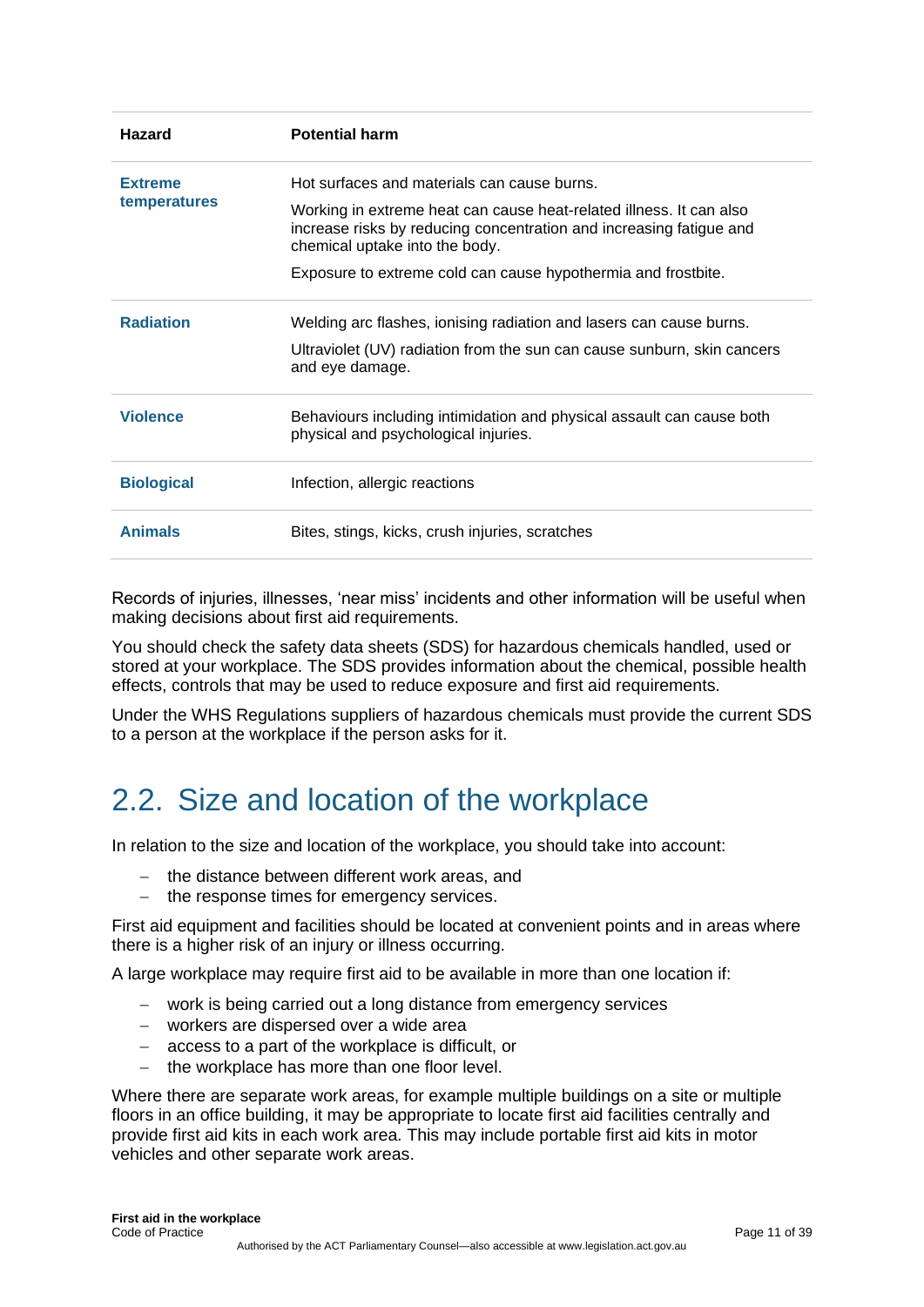| Hazard | Potential harm |
| --- | --- |
| **Extreme temperatures** | Hot surfaces and materials can cause burns.<br><br>Working in extreme heat can cause heat-related illness. It can also increase risks by reducing concentration and increasing fatigue and chemical uptake into the body.<br><br>Exposure to extreme cold can cause hypothermia and frostbite. |
| **Radiation** | Welding arc flashes, ionising radiation and lasers can cause burns.<br><br>Ultraviolet (UV) radiation from the sun can cause sunburn, skin cancers and eye damage. |
| **Violence** | Behaviours including intimidation and physical assault can cause both physical and psychological injuries. |
| **Biological** | Infection, allergic reactions |
| **Animals** | Bites, stings, kicks, crush injuries, scratches |

Records of injuries, illnesses, 'near miss' incidents and other information will be useful when making decisions about first aid requirements.

You should check the safety data sheets (SDS) for hazardous chemicals handled, used or stored at your workplace. The SDS provides information about the chemical, possible health effects, controls that may be used to reduce exposure and first aid requirements.

Under the WHS Regulations suppliers of hazardous chemicals must provide the current SDS to a person at the workplace if the person asks for it.

## 2.2. Size and location of the workplace

In relation to the size and location of the workplace, you should take into account:

- the distance between different work areas, and
- the response times for emergency services.

First aid equipment and facilities should be located at convenient points and in areas where there is a higher risk of an injury or illness occurring.

A large workplace may require first aid to be available in more than one location if:

- work is being carried out a long distance from emergency services
- workers are dispersed over a wide area
- access to a part of the workplace is difficult, or
- the workplace has more than one floor level.

Where there are separate work areas, for example multiple buildings on a site or multiple floors in an office building, it may be appropriate to locate first aid facilities centrally and provide first aid kits in each work area. This may include portable first aid kits in motor vehicles and other separate work areas.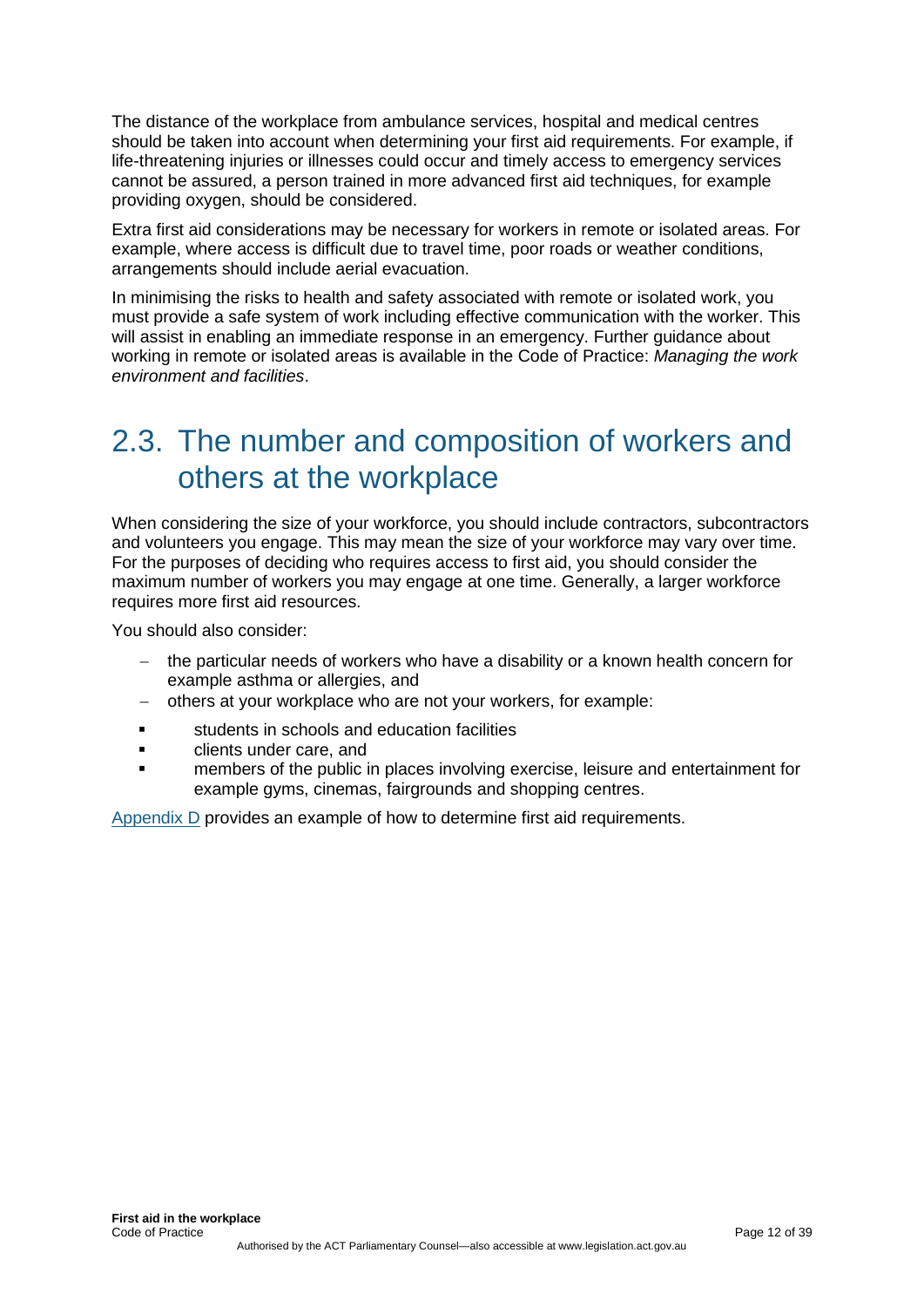The distance of the workplace from ambulance services, hospital and medical centres should be taken into account when determining your first aid requirements. For example, if life-threatening injuries or illnesses could occur and timely access to emergency services cannot be assured, a person trained in more advanced first aid techniques, for example providing oxygen, should be considered.

Extra first aid considerations may be necessary for workers in remote or isolated areas. For example, where access is difficult due to travel time, poor roads or weather conditions, arrangements should include aerial evacuation.

In minimising the risks to health and safety associated with remote or isolated work, you must provide a safe system of work including effective communication with the worker. This will assist in enabling an immediate response in an emergency. Further guidance about working in remote or isolated areas is available in the Code of Practice: *Managing the work environment and facilities*.

## 2.3. The number and composition of workers and others at the workplace

When considering the size of your workforce, you should include contractors, subcontractors and volunteers you engage. This may mean the size of your workforce may vary over time. For the purposes of deciding who requires access to first aid, you should consider the maximum number of workers you may engage at one time. Generally, a larger workforce requires more first aid resources.

You should also consider:

- the particular needs of workers who have a disability or a known health concern for example asthma or allergies, and
- others at your workplace who are not your workers, for example:
  - students in schools and education facilities
  - clients under care, and
  - members of the public in places involving exercise, leisure and entertainment for example gyms, cinemas, fairgrounds and shopping centres.

Appendix D provides an example of how to determine first aid requirements.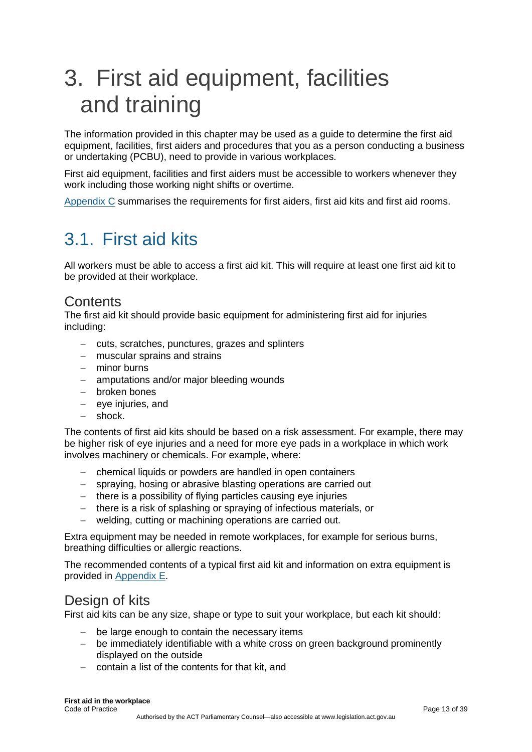# 3. First aid equipment, facilities and training

The information provided in this chapter may be used as a guide to determine the first aid equipment, facilities, first aiders and procedures that you as a person conducting a business or undertaking (PCBU), need to provide in various workplaces.

First aid equipment, facilities and first aiders must be accessible to workers whenever they work including those working night shifts or overtime.

Appendix C summarises the requirements for first aiders, first aid kits and first aid rooms.

## 3.1. First aid kits

All workers must be able to access a first aid kit. This will require at least one first aid kit to be provided at their workplace.

### Contents

The first aid kit should provide basic equipment for administering first aid for injuries including:

- cuts, scratches, punctures, grazes and splinters
- muscular sprains and strains
- minor burns
- amputations and/or major bleeding wounds
- broken bones
- eye injuries, and
- shock.

The contents of first aid kits should be based on a risk assessment. For example, there may be higher risk of eye injuries and a need for more eye pads in a workplace in which work involves machinery or chemicals. For example, where:

- chemical liquids or powders are handled in open containers
- spraying, hosing or abrasive blasting operations are carried out
- there is a possibility of flying particles causing eye injuries
- there is a risk of splashing or spraying of infectious materials, or
- welding, cutting or machining operations are carried out.

Extra equipment may be needed in remote workplaces, for example for serious burns, breathing difficulties or allergic reactions.

The recommended contents of a typical first aid kit and information on extra equipment is provided in Appendix E.

### Design of kits

First aid kits can be any size, shape or type to suit your workplace, but each kit should:

- be large enough to contain the necessary items
- be immediately identifiable with a white cross on green background prominently displayed on the outside
- contain a list of the contents for that kit, and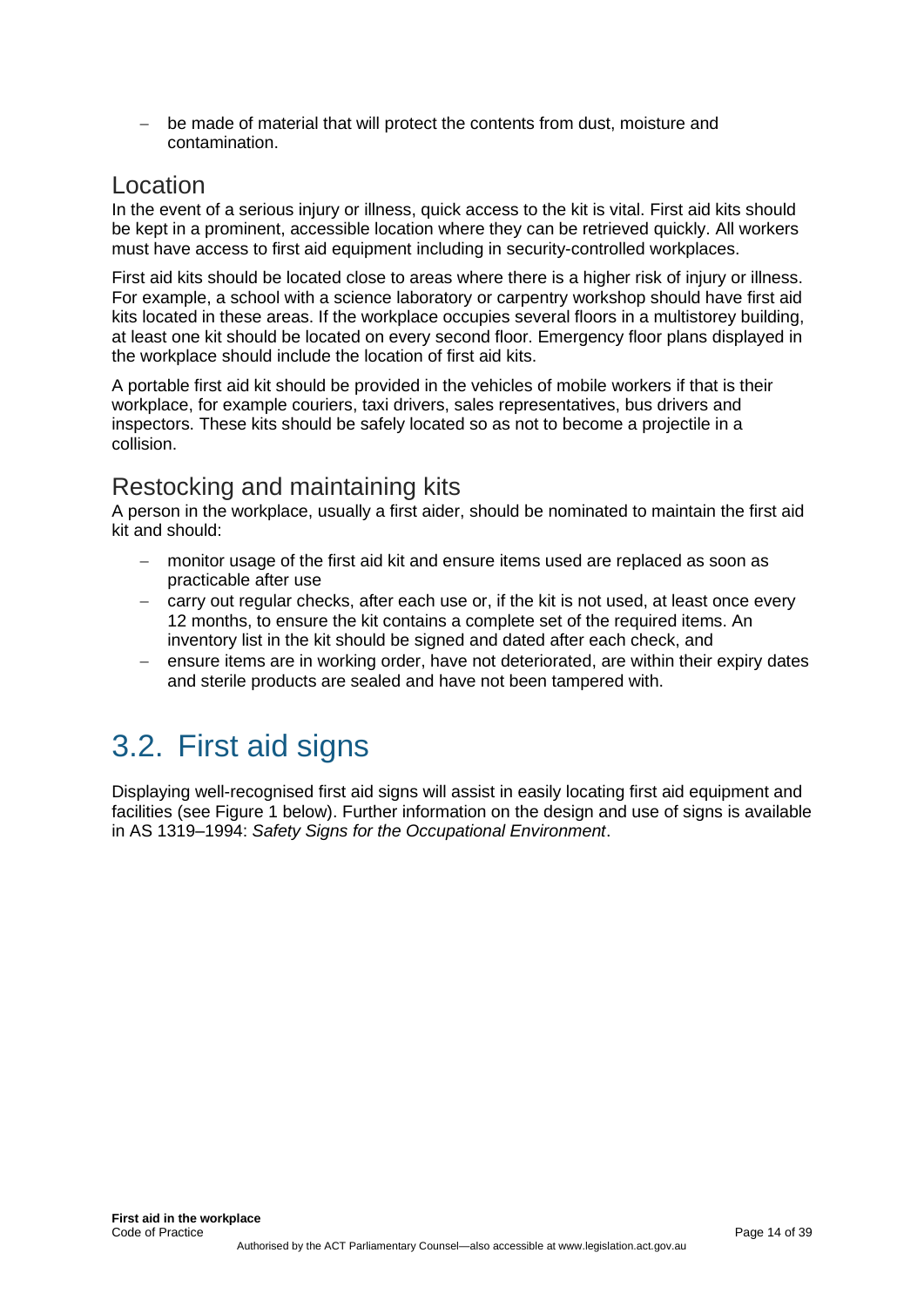- be made of material that will protect the contents from dust, moisture and contamination.

## Location

In the event of a serious injury or illness, quick access to the kit is vital. First aid kits should be kept in a prominent, accessible location where they can be retrieved quickly. All workers must have access to first aid equipment including in security-controlled workplaces.

First aid kits should be located close to areas where there is a higher risk of injury or illness. For example, a school with a science laboratory or carpentry workshop should have first aid kits located in these areas. If the workplace occupies several floors in a multistorey building, at least one kit should be located on every second floor. Emergency floor plans displayed in the workplace should include the location of first aid kits.

A portable first aid kit should be provided in the vehicles of mobile workers if that is their workplace, for example couriers, taxi drivers, sales representatives, bus drivers and inspectors. These kits should be safely located so as not to become a projectile in a collision.

## Restocking and maintaining kits

A person in the workplace, usually a first aider, should be nominated to maintain the first aid kit and should:

- monitor usage of the first aid kit and ensure items used are replaced as soon as practicable after use
- carry out regular checks, after each use or, if the kit is not used, at least once every 12 months, to ensure the kit contains a complete set of the required items. An inventory list in the kit should be signed and dated after each check, and
- ensure items are in working order, have not deteriorated, are within their expiry dates and sterile products are sealed and have not been tampered with.

# 3.2. First aid signs

Displaying well-recognised first aid signs will assist in easily locating first aid equipment and facilities (see Figure 1 below). Further information on the design and use of signs is available in AS 1319–1994: *Safety Signs for the Occupational Environment*.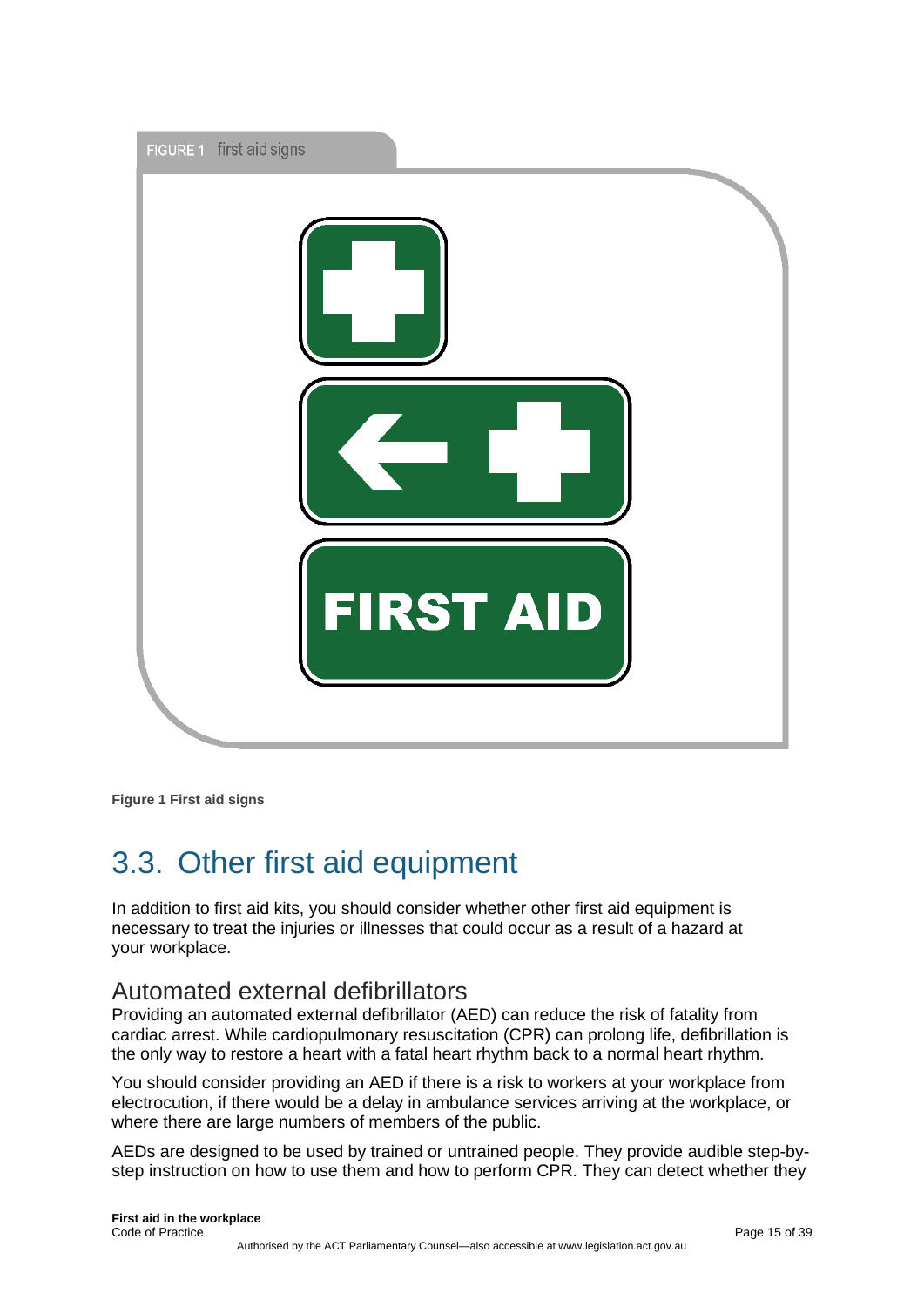FIGURE 1 first aid signs

FIRST AID

**Figure 1 First aid signs**

## 3.3. Other first aid equipment

In addition to first aid kits, you should consider whether other first aid equipment is necessary to treat the injuries or illnesses that could occur as a result of a hazard at your workplace.

### Automated external defibrillators

Providing an automated external defibrillator (AED) can reduce the risk of fatality from cardiac arrest. While cardiopulmonary resuscitation (CPR) can prolong life, defibrillation is the only way to restore a heart with a fatal heart rhythm back to a normal heart rhythm.

You should consider providing an AED if there is a risk to workers at your workplace from electrocution, if there would be a delay in ambulance services arriving at the workplace, or where there are large numbers of members of the public.

AEDs are designed to be used by trained or untrained people. They provide audible step-by-step instruction on how to use them and how to perform CPR. They can detect whether they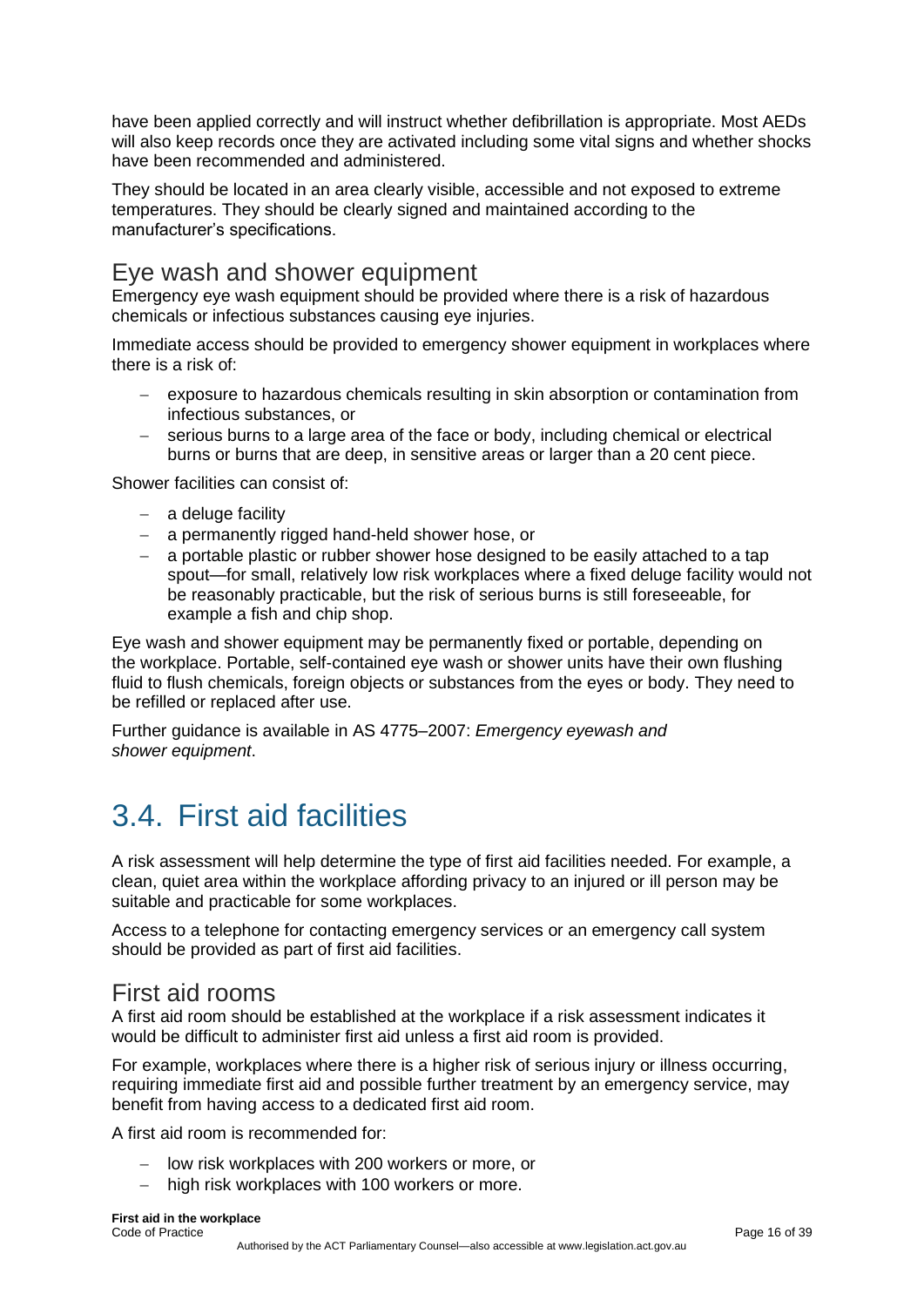have been applied correctly and will instruct whether defibrillation is appropriate. Most AEDs will also keep records once they are activated including some vital signs and whether shocks have been recommended and administered.

They should be located in an area clearly visible, accessible and not exposed to extreme temperatures. They should be clearly signed and maintained according to the manufacturer's specifications.

## Eye wash and shower equipment

Emergency eye wash equipment should be provided where there is a risk of hazardous chemicals or infectious substances causing eye injuries.

Immediate access should be provided to emergency shower equipment in workplaces where there is a risk of:

- exposure to hazardous chemicals resulting in skin absorption or contamination from infectious substances, or
- serious burns to a large area of the face or body, including chemical or electrical burns or burns that are deep, in sensitive areas or larger than a 20 cent piece.

Shower facilities can consist of:

- a deluge facility
- a permanently rigged hand-held shower hose, or
- a portable plastic or rubber shower hose designed to be easily attached to a tap spout—for small, relatively low risk workplaces where a fixed deluge facility would not be reasonably practicable, but the risk of serious burns is still foreseeable, for example a fish and chip shop.

Eye wash and shower equipment may be permanently fixed or portable, depending on the workplace. Portable, self-contained eye wash or shower units have their own flushing fluid to flush chemicals, foreign objects or substances from the eyes or body. They need to be refilled or replaced after use.

Further guidance is available in AS 4775–2007: *Emergency eyewash and shower equipment*.

# 3.4. First aid facilities

A risk assessment will help determine the type of first aid facilities needed. For example, a clean, quiet area within the workplace affording privacy to an injured or ill person may be suitable and practicable for some workplaces.

Access to a telephone for contacting emergency services or an emergency call system should be provided as part of first aid facilities.

## First aid rooms

A first aid room should be established at the workplace if a risk assessment indicates it would be difficult to administer first aid unless a first aid room is provided.

For example, workplaces where there is a higher risk of serious injury or illness occurring, requiring immediate first aid and possible further treatment by an emergency service, may benefit from having access to a dedicated first aid room.

A first aid room is recommended for:

- low risk workplaces with 200 workers or more, or
- high risk workplaces with 100 workers or more.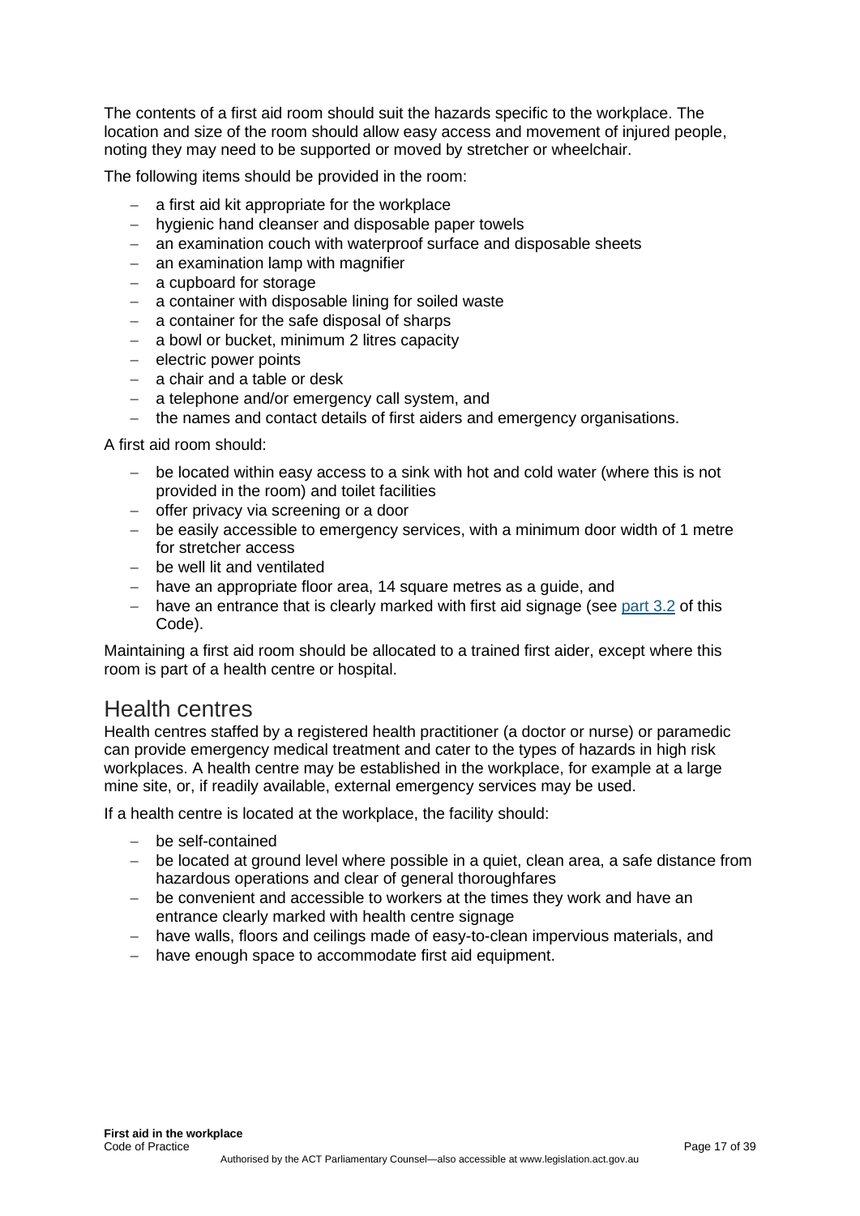The contents of a first aid room should suit the hazards specific to the workplace. The location and size of the room should allow easy access and movement of injured people, noting they may need to be supported or moved by stretcher or wheelchair.

The following items should be provided in the room:

- a first aid kit appropriate for the workplace
- hygienic hand cleanser and disposable paper towels
- an examination couch with waterproof surface and disposable sheets
- an examination lamp with magnifier
- a cupboard for storage
- a container with disposable lining for soiled waste
- a container for the safe disposal of sharps
- a bowl or bucket, minimum 2 litres capacity
- electric power points
- a chair and a table or desk
- a telephone and/or emergency call system, and
- the names and contact details of first aiders and emergency organisations.

A first aid room should:

- be located within easy access to a sink with hot and cold water (where this is not provided in the room) and toilet facilities
- offer privacy via screening or a door
- be easily accessible to emergency services, with a minimum door width of 1 metre for stretcher access
- be well lit and ventilated
- have an appropriate floor area, 14 square metres as a guide, and
- have an entrance that is clearly marked with first aid signage (see part 3.2 of this Code).

Maintaining a first aid room should be allocated to a trained first aider, except where this room is part of a health centre or hospital.

## Health centres

Health centres staffed by a registered health practitioner (a doctor or nurse) or paramedic can provide emergency medical treatment and cater to the types of hazards in high risk workplaces. A health centre may be established in the workplace, for example at a large mine site, or, if readily available, external emergency services may be used.

If a health centre is located at the workplace, the facility should:

- be self-contained
- be located at ground level where possible in a quiet, clean area, a safe distance from hazardous operations and clear of general thoroughfares
- be convenient and accessible to workers at the times they work and have an entrance clearly marked with health centre signage
- have walls, floors and ceilings made of easy-to-clean impervious materials, and
- have enough space to accommodate first aid equipment.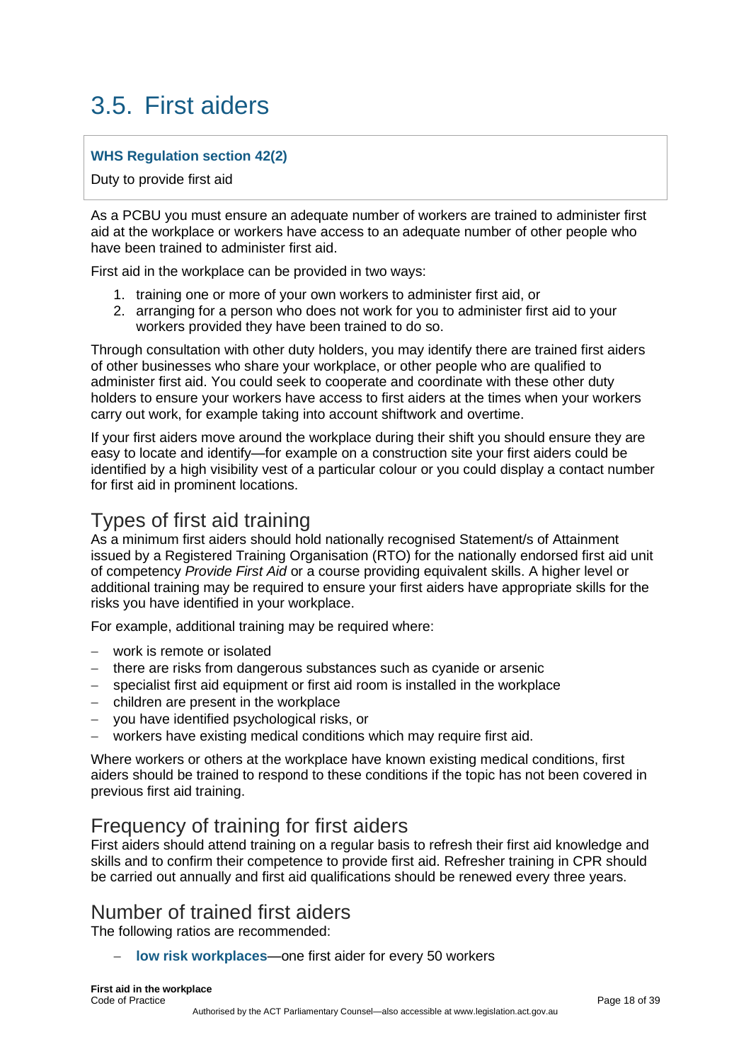# 3.5. First aiders

**WHS Regulation section 42(2)**

Duty to provide first aid

As a PCBU you must ensure an adequate number of workers are trained to administer first aid at the workplace or workers have access to an adequate number of other people who have been trained to administer first aid.

First aid in the workplace can be provided in two ways:

1. training one or more of your own workers to administer first aid, or
2. arranging for a person who does not work for you to administer first aid to your workers provided they have been trained to do so.

Through consultation with other duty holders, you may identify there are trained first aiders of other businesses who share your workplace, or other people who are qualified to administer first aid. You could seek to cooperate and coordinate with these other duty holders to ensure your workers have access to first aiders at the times when your workers carry out work, for example taking into account shiftwork and overtime.

If your first aiders move around the workplace during their shift you should ensure they are easy to locate and identify—for example on a construction site your first aiders could be identified by a high visibility vest of a particular colour or you could display a contact number for first aid in prominent locations.

## Types of first aid training

As a minimum first aiders should hold nationally recognised Statement/s of Attainment issued by a Registered Training Organisation (RTO) for the nationally endorsed first aid unit of competency *Provide First Aid* or a course providing equivalent skills. A higher level or additional training may be required to ensure your first aiders have appropriate skills for the risks you have identified in your workplace.

For example, additional training may be required where:

- work is remote or isolated
- there are risks from dangerous substances such as cyanide or arsenic
- specialist first aid equipment or first aid room is installed in the workplace
- children are present in the workplace
- you have identified psychological risks, or
- workers have existing medical conditions which may require first aid.

Where workers or others at the workplace have known existing medical conditions, first aiders should be trained to respond to these conditions if the topic has not been covered in previous first aid training.

## Frequency of training for first aiders

First aiders should attend training on a regular basis to refresh their first aid knowledge and skills and to confirm their competence to provide first aid. Refresher training in CPR should be carried out annually and first aid qualifications should be renewed every three years.

## Number of trained first aiders

The following ratios are recommended:

- **low risk workplaces**—one first aider for every 50 workers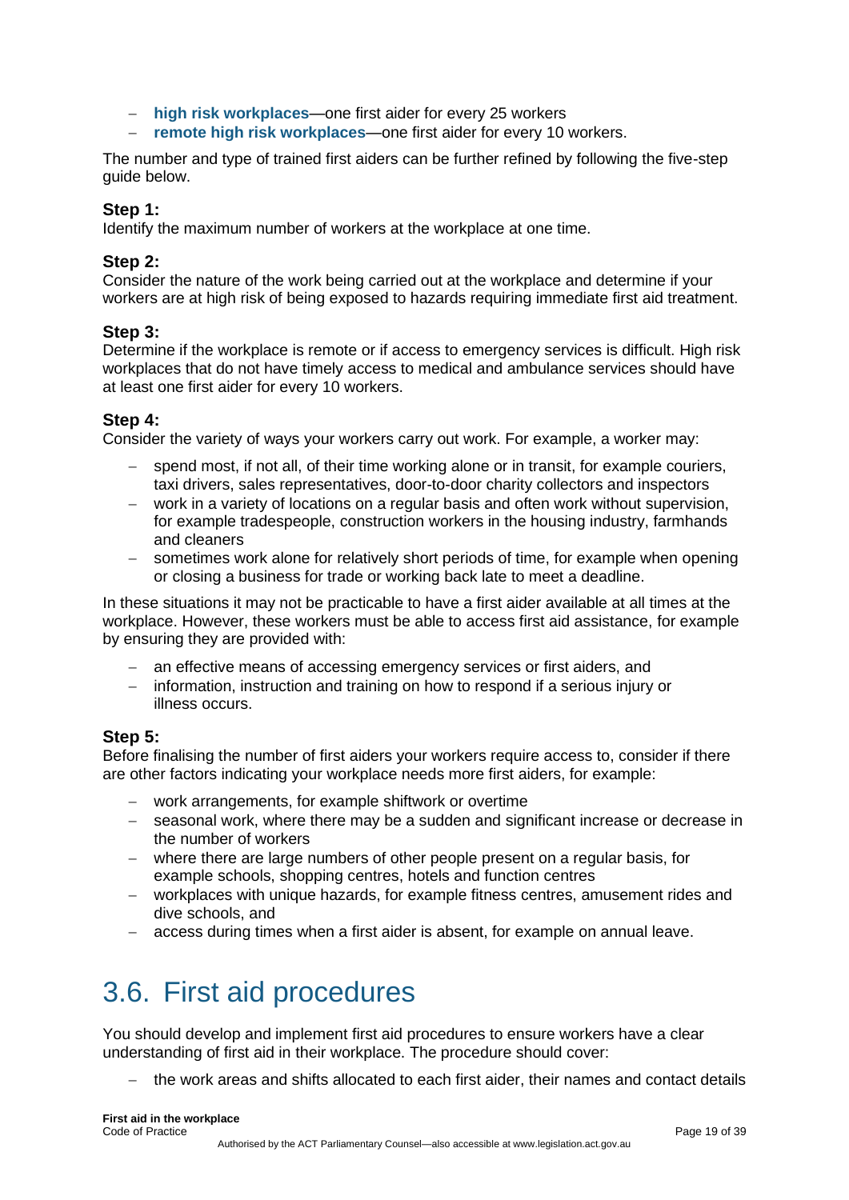- **high risk workplaces**—one first aider for every 25 workers
- **remote high risk workplaces**—one first aider for every 10 workers.

The number and type of trained first aiders can be further refined by following the five-step guide below.

### Step 1:

Identify the maximum number of workers at the workplace at one time.

### Step 2:

Consider the nature of the work being carried out at the workplace and determine if your workers are at high risk of being exposed to hazards requiring immediate first aid treatment.

### Step 3:

Determine if the workplace is remote or if access to emergency services is difficult. High risk workplaces that do not have timely access to medical and ambulance services should have at least one first aider for every 10 workers.

### Step 4:

Consider the variety of ways your workers carry out work. For example, a worker may:

- spend most, if not all, of their time working alone or in transit, for example couriers, taxi drivers, sales representatives, door-to-door charity collectors and inspectors
- work in a variety of locations on a regular basis and often work without supervision, for example tradespeople, construction workers in the housing industry, farmhands and cleaners
- sometimes work alone for relatively short periods of time, for example when opening or closing a business for trade or working back late to meet a deadline.

In these situations it may not be practicable to have a first aider available at all times at the workplace. However, these workers must be able to access first aid assistance, for example by ensuring they are provided with:

- an effective means of accessing emergency services or first aiders, and
- information, instruction and training on how to respond if a serious injury or illness occurs.

### Step 5:

Before finalising the number of first aiders your workers require access to, consider if there are other factors indicating your workplace needs more first aiders, for example:

- work arrangements, for example shiftwork or overtime
- seasonal work, where there may be a sudden and significant increase or decrease in the number of workers
- where there are large numbers of other people present on a regular basis, for example schools, shopping centres, hotels and function centres
- workplaces with unique hazards, for example fitness centres, amusement rides and dive schools, and
- access during times when a first aider is absent, for example on annual leave.

## 3.6. First aid procedures

You should develop and implement first aid procedures to ensure workers have a clear understanding of first aid in their workplace. The procedure should cover:

- the work areas and shifts allocated to each first aider, their names and contact details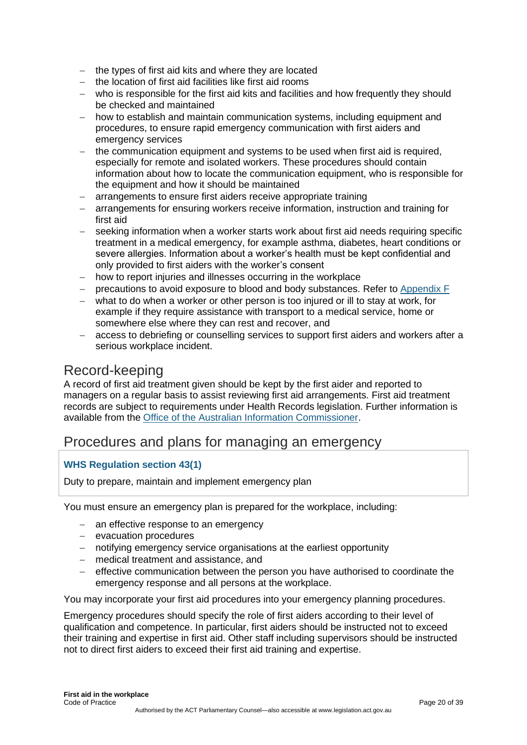- the types of first aid kits and where they are located
- the location of first aid facilities like first aid rooms
- who is responsible for the first aid kits and facilities and how frequently they should be checked and maintained
- how to establish and maintain communication systems, including equipment and procedures, to ensure rapid emergency communication with first aiders and emergency services
- the communication equipment and systems to be used when first aid is required, especially for remote and isolated workers. These procedures should contain information about how to locate the communication equipment, who is responsible for the equipment and how it should be maintained
- arrangements to ensure first aiders receive appropriate training
- arrangements for ensuring workers receive information, instruction and training for first aid
- seeking information when a worker starts work about first aid needs requiring specific treatment in a medical emergency, for example asthma, diabetes, heart conditions or severe allergies. Information about a worker's health must be kept confidential and only provided to first aiders with the worker's consent
- how to report injuries and illnesses occurring in the workplace
- precautions to avoid exposure to blood and body substances. Refer to Appendix F
- what to do when a worker or other person is too injured or ill to stay at work, for example if they require assistance with transport to a medical service, home or somewhere else where they can rest and recover, and
- access to debriefing or counselling services to support first aiders and workers after a serious workplace incident.

## Record-keeping

A record of first aid treatment given should be kept by the first aider and reported to managers on a regular basis to assist reviewing first aid arrangements. First aid treatment records are subject to requirements under Health Records legislation. Further information is available from the Office of the Australian Information Commissioner.

## Procedures and plans for managing an emergency

**WHS Regulation section 43(1)**

Duty to prepare, maintain and implement emergency plan

You must ensure an emergency plan is prepared for the workplace, including:

- an effective response to an emergency
- evacuation procedures
- notifying emergency service organisations at the earliest opportunity
- medical treatment and assistance, and
- effective communication between the person you have authorised to coordinate the emergency response and all persons at the workplace.

You may incorporate your first aid procedures into your emergency planning procedures.

Emergency procedures should specify the role of first aiders according to their level of qualification and competence. In particular, first aiders should be instructed not to exceed their training and expertise in first aid. Other staff including supervisors should be instructed not to direct first aiders to exceed their first aid training and expertise.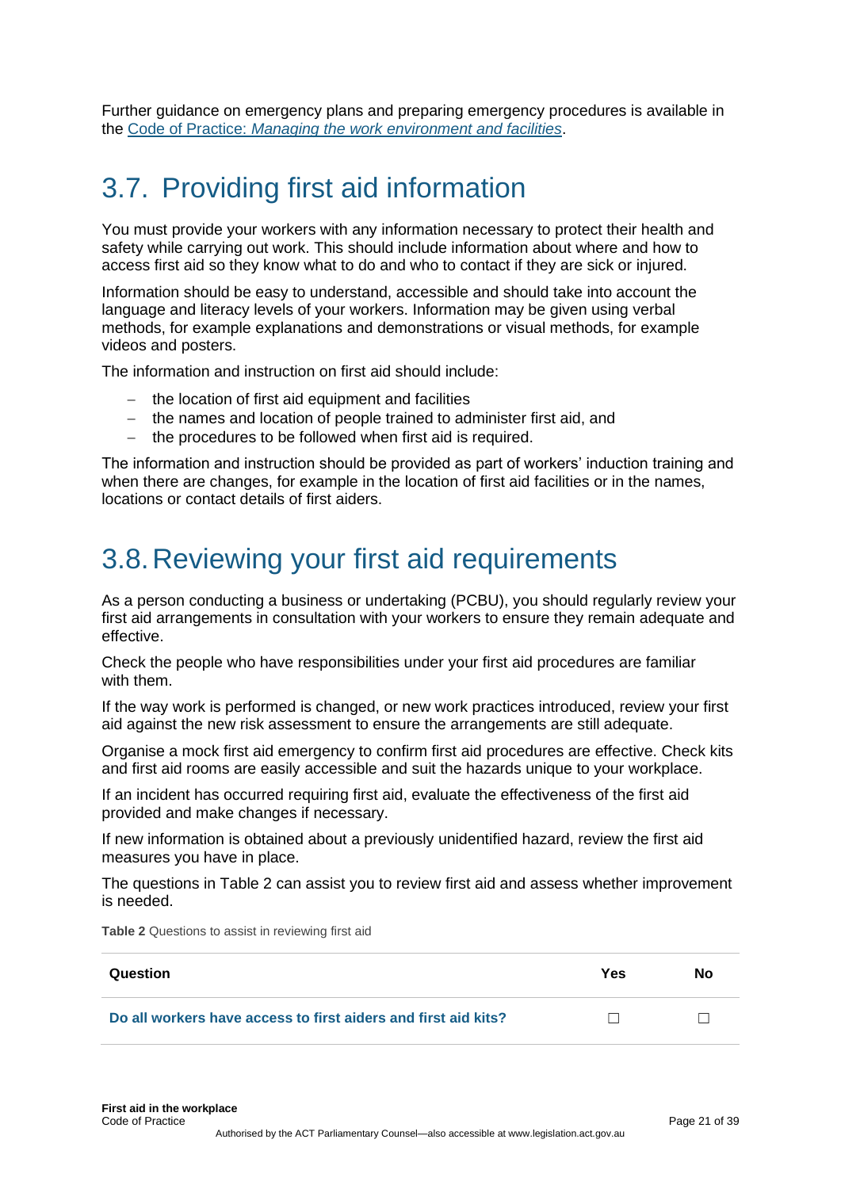Further guidance on emergency plans and preparing emergency procedures is available in the Code of Practice: *Managing the work environment and facilities*.

## 3.7. Providing first aid information

You must provide your workers with any information necessary to protect their health and safety while carrying out work. This should include information about where and how to access first aid so they know what to do and who to contact if they are sick or injured.

Information should be easy to understand, accessible and should take into account the language and literacy levels of your workers. Information may be given using verbal methods, for example explanations and demonstrations or visual methods, for example videos and posters.

The information and instruction on first aid should include:

- the location of first aid equipment and facilities
- the names and location of people trained to administer first aid, and
- the procedures to be followed when first aid is required.

The information and instruction should be provided as part of workers' induction training and when there are changes, for example in the location of first aid facilities or in the names, locations or contact details of first aiders.

## 3.8. Reviewing your first aid requirements

As a person conducting a business or undertaking (PCBU), you should regularly review your first aid arrangements in consultation with your workers to ensure they remain adequate and effective.

Check the people who have responsibilities under your first aid procedures are familiar with them.

If the way work is performed is changed, or new work practices introduced, review your first aid against the new risk assessment to ensure the arrangements are still adequate.

Organise a mock first aid emergency to confirm first aid procedures are effective. Check kits and first aid rooms are easily accessible and suit the hazards unique to your workplace.

If an incident has occurred requiring first aid, evaluate the effectiveness of the first aid provided and make changes if necessary.

If new information is obtained about a previously unidentified hazard, review the first aid measures you have in place.

The questions in Table 2 can assist you to review first aid and assess whether improvement is needed.

**Table 2** Questions to assist in reviewing first aid

| Question | Yes | No |
|---|---|---|
| **Do all workers have access to first aiders and first aid kits?** | ☐ | ☐ |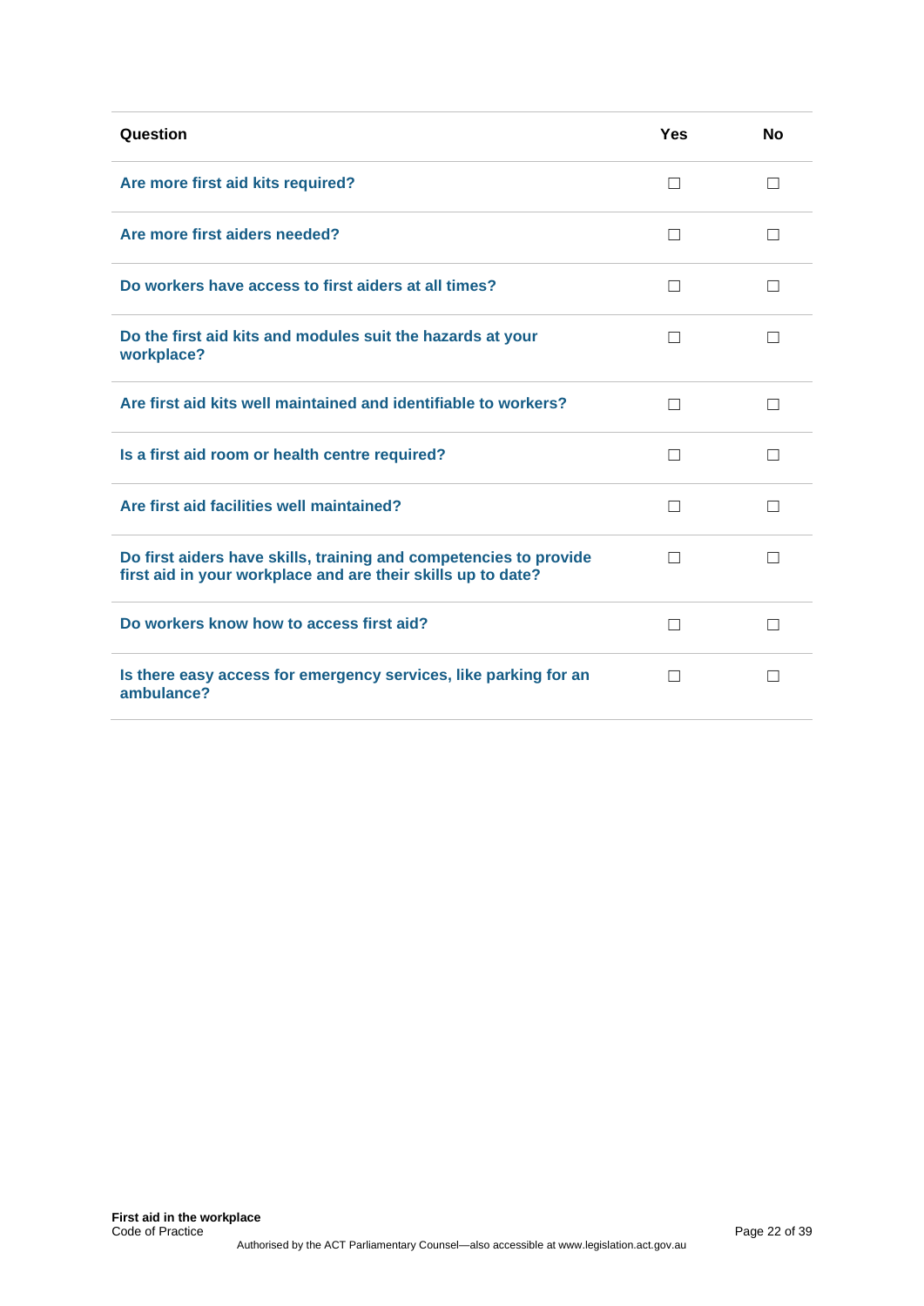| Question | Yes | No |
|---|---|---|
| Are more first aid kits required? | ☐ | ☐ |
| Are more first aiders needed? | ☐ | ☐ |
| Do workers have access to first aiders at all times? | ☐ | ☐ |
| Do the first aid kits and modules suit the hazards at your workplace? | ☐ | ☐ |
| Are first aid kits well maintained and identifiable to workers? | ☐ | ☐ |
| Is a first aid room or health centre required? | ☐ | ☐ |
| Are first aid facilities well maintained? | ☐ | ☐ |
| Do first aiders have skills, training and competencies to provide first aid in your workplace and are their skills up to date? | ☐ | ☐ |
| Do workers know how to access first aid? | ☐ | ☐ |
| Is there easy access for emergency services, like parking for an ambulance? | ☐ | ☐ |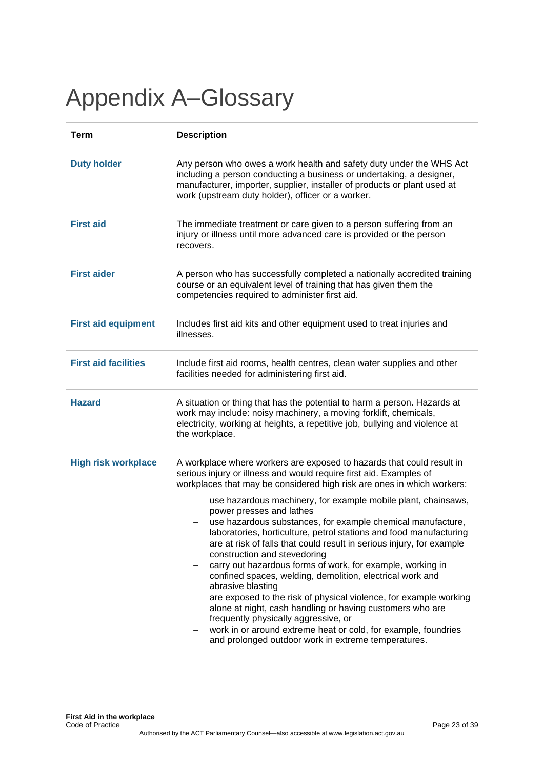# Appendix A–Glossary

| Term | Description |
| --- | --- |
| **Duty holder** | Any person who owes a work health and safety duty under the WHS Act including a person conducting a business or undertaking, a designer, manufacturer, importer, supplier, installer of products or plant used at work (upstream duty holder), officer or a worker. |
| **First aid** | The immediate treatment or care given to a person suffering from an injury or illness until more advanced care is provided or the person recovers. |
| **First aider** | A person who has successfully completed a nationally accredited training course or an equivalent level of training that has given them the competencies required to administer first aid. |
| **First aid equipment** | Includes first aid kits and other equipment used to treat injuries and illnesses. |
| **First aid facilities** | Include first aid rooms, health centres, clean water supplies and other facilities needed for administering first aid. |
| **Hazard** | A situation or thing that has the potential to harm a person. Hazards at work may include: noisy machinery, a moving forklift, chemicals, electricity, working at heights, a repetitive job, bullying and violence at the workplace. |
| **High risk workplace** | A workplace where workers are exposed to hazards that could result in serious injury or illness and would require first aid. Examples of workplaces that may be considered high risk are ones in which workers:<br>– use hazardous machinery, for example mobile plant, chainsaws, power presses and lathes<br>– use hazardous substances, for example chemical manufacture, laboratories, horticulture, petrol stations and food manufacturing<br>– are at risk of falls that could result in serious injury, for example construction and stevedoring<br>– carry out hazardous forms of work, for example, working in confined spaces, welding, demolition, electrical work and abrasive blasting<br>– are exposed to the risk of physical violence, for example working alone at night, cash handling or having customers who are frequently physically aggressive, or<br>– work in or around extreme heat or cold, for example, foundries and prolonged outdoor work in extreme temperatures. |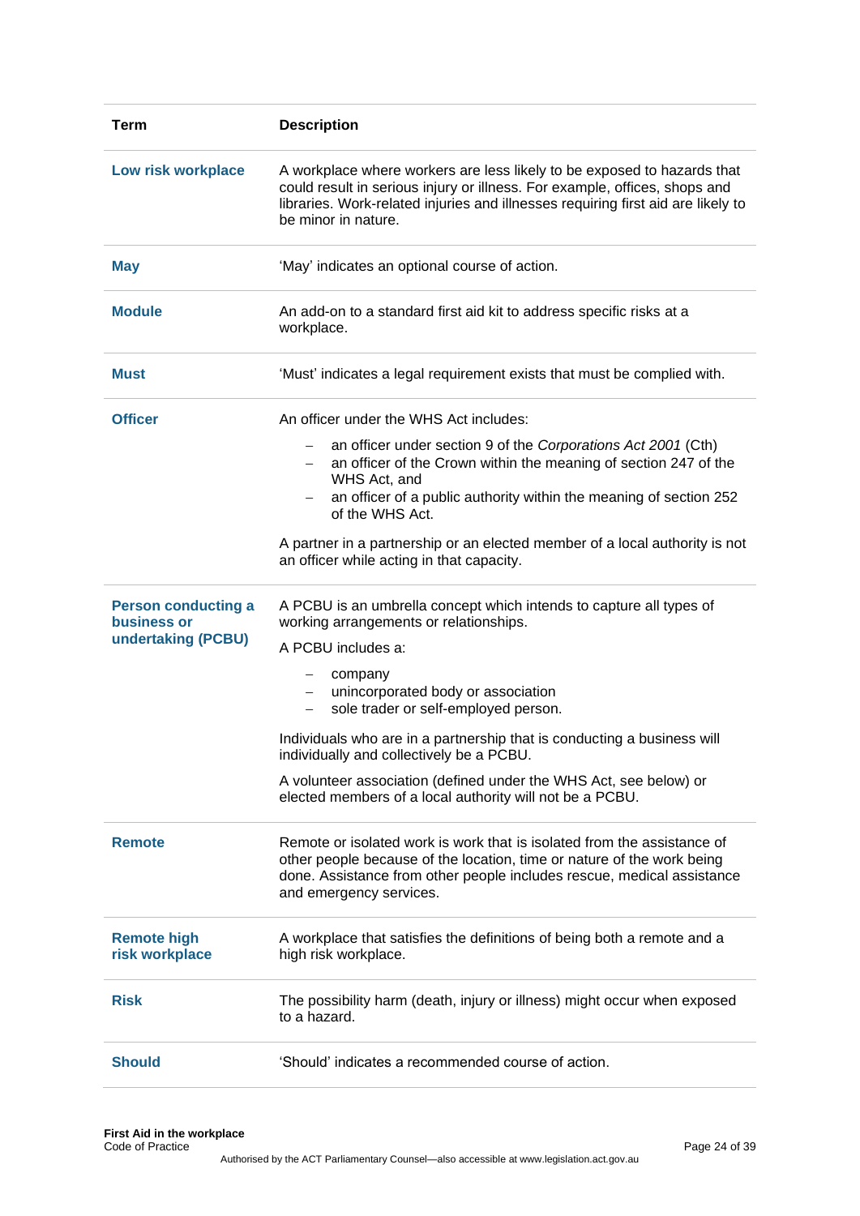| Term | Description |
| --- | --- |
| **Low risk workplace** | A workplace where workers are less likely to be exposed to hazards that could result in serious injury or illness. For example, offices, shops and libraries. Work-related injuries and illnesses requiring first aid are likely to be minor in nature. |
| **May** | 'May' indicates an optional course of action. |
| **Module** | An add-on to a standard first aid kit to address specific risks at a workplace. |
| **Must** | 'Must' indicates a legal requirement exists that must be complied with. |
| **Officer** | An officer under the WHS Act includes: <br> – an officer under section 9 of the *Corporations Act 2001* (Cth) <br> – an officer of the Crown within the meaning of section 247 of the WHS Act, and <br> – an officer of a public authority within the meaning of section 252 of the WHS Act. <br><br> A partner in a partnership or an elected member of a local authority is not an officer while acting in that capacity. |
| **Person conducting a business or undertaking (PCBU)** | A PCBU is an umbrella concept which intends to capture all types of working arrangements or relationships. <br> A PCBU includes a: <br> – company <br> – unincorporated body or association <br> – sole trader or self-employed person. <br><br> Individuals who are in a partnership that is conducting a business will individually and collectively be a PCBU. <br><br> A volunteer association (defined under the WHS Act, see below) or elected members of a local authority will not be a PCBU. |
| **Remote** | Remote or isolated work is work that is isolated from the assistance of other people because of the location, time or nature of the work being done. Assistance from other people includes rescue, medical assistance and emergency services. |
| **Remote high risk workplace** | A workplace that satisfies the definitions of being both a remote and a high risk workplace. |
| **Risk** | The possibility harm (death, injury or illness) might occur when exposed to a hazard. |
| **Should** | 'Should' indicates a recommended course of action. |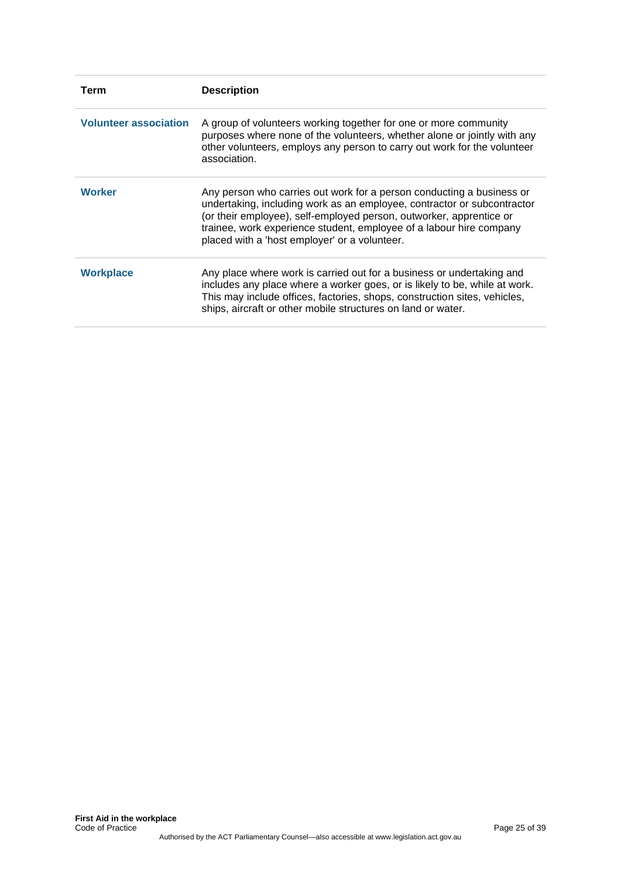| Term | Description |
|---|---|
| **Volunteer association** | A group of volunteers working together for one or more community purposes where none of the volunteers, whether alone or jointly with any other volunteers, employs any person to carry out work for the volunteer association. |
| **Worker** | Any person who carries out work for a person conducting a business or undertaking, including work as an employee, contractor or subcontractor (or their employee), self-employed person, outworker, apprentice or trainee, work experience student, employee of a labour hire company placed with a 'host employer' or a volunteer. |
| **Workplace** | Any place where work is carried out for a business or undertaking and includes any place where a worker goes, or is likely to be, while at work. This may include offices, factories, shops, construction sites, vehicles, ships, aircraft or other mobile structures on land or water. |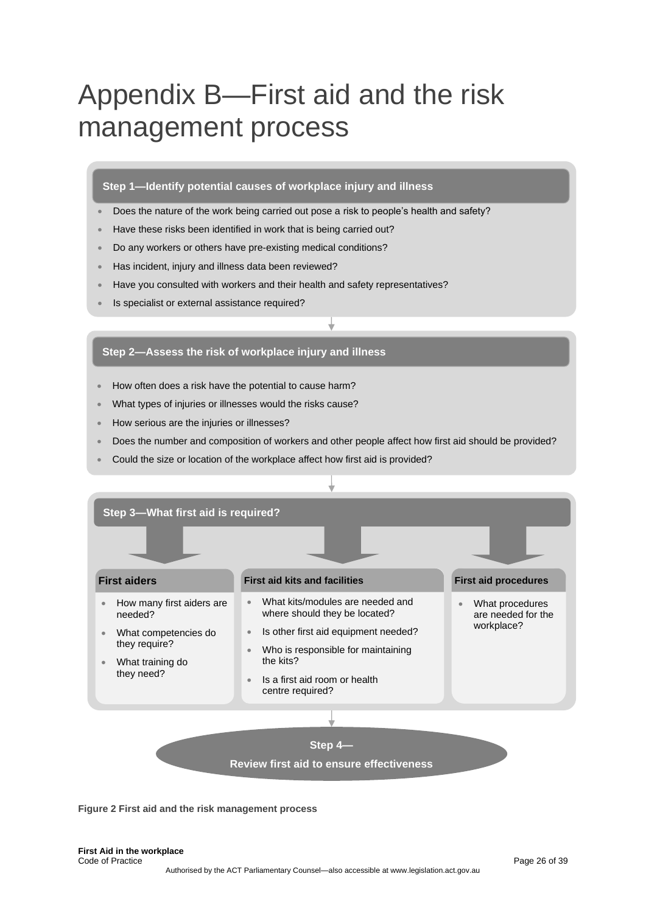# Appendix B—First aid and the risk management process

**Step 1—Identify potential causes of workplace injury and illness**

- Does the nature of the work being carried out pose a risk to people's health and safety?
- Have these risks been identified in work that is being carried out?
- Do any workers or others have pre-existing medical conditions?
- Has incident, injury and illness data been reviewed?
- Have you consulted with workers and their health and safety representatives?
- Is specialist or external assistance required?

**Step 2—Assess the risk of workplace injury and illness**

- How often does a risk have the potential to cause harm?
- What types of injuries or illnesses would the risks cause?
- How serious are the injuries or illnesses?
- Does the number and composition of workers and other people affect how first aid should be provided?
- Could the size or location of the workplace affect how first aid is provided?

**Step 3—What first aid is required?**

**First aiders**

- How many first aiders are needed?
- What competencies do they require?
- What training do they need?

**First aid kits and facilities**

- What kits/modules are needed and where should they be located?
- Is other first aid equipment needed?
- Who is responsible for maintaining the kits?
- Is a first aid room or health centre required?

**First aid procedures**

- What procedures are needed for the workplace?

**Step 4—**

**Review first aid to ensure effectiveness**

**Figure 2 First aid and the risk management process**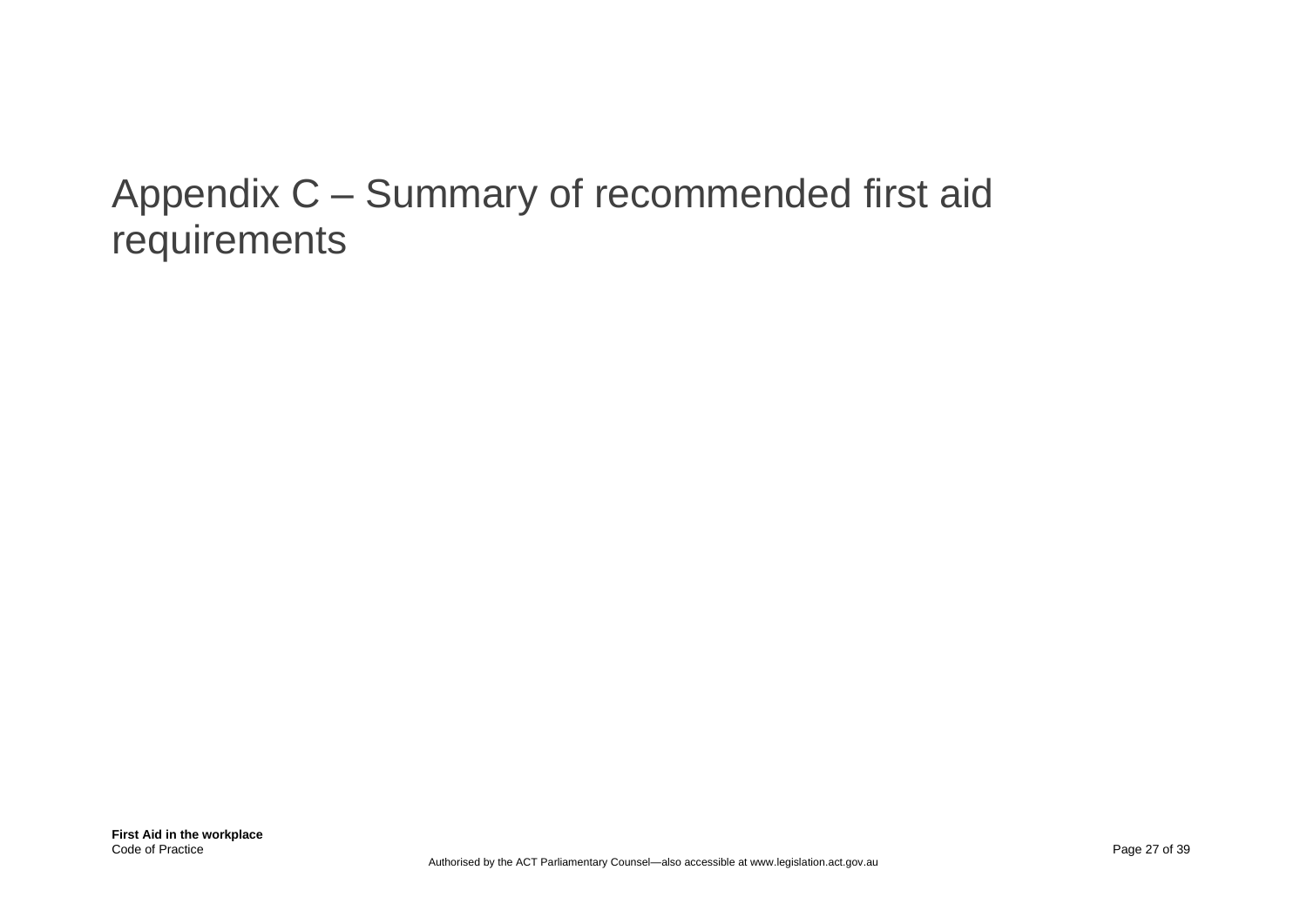# Appendix C – Summary of recommended first aid requirements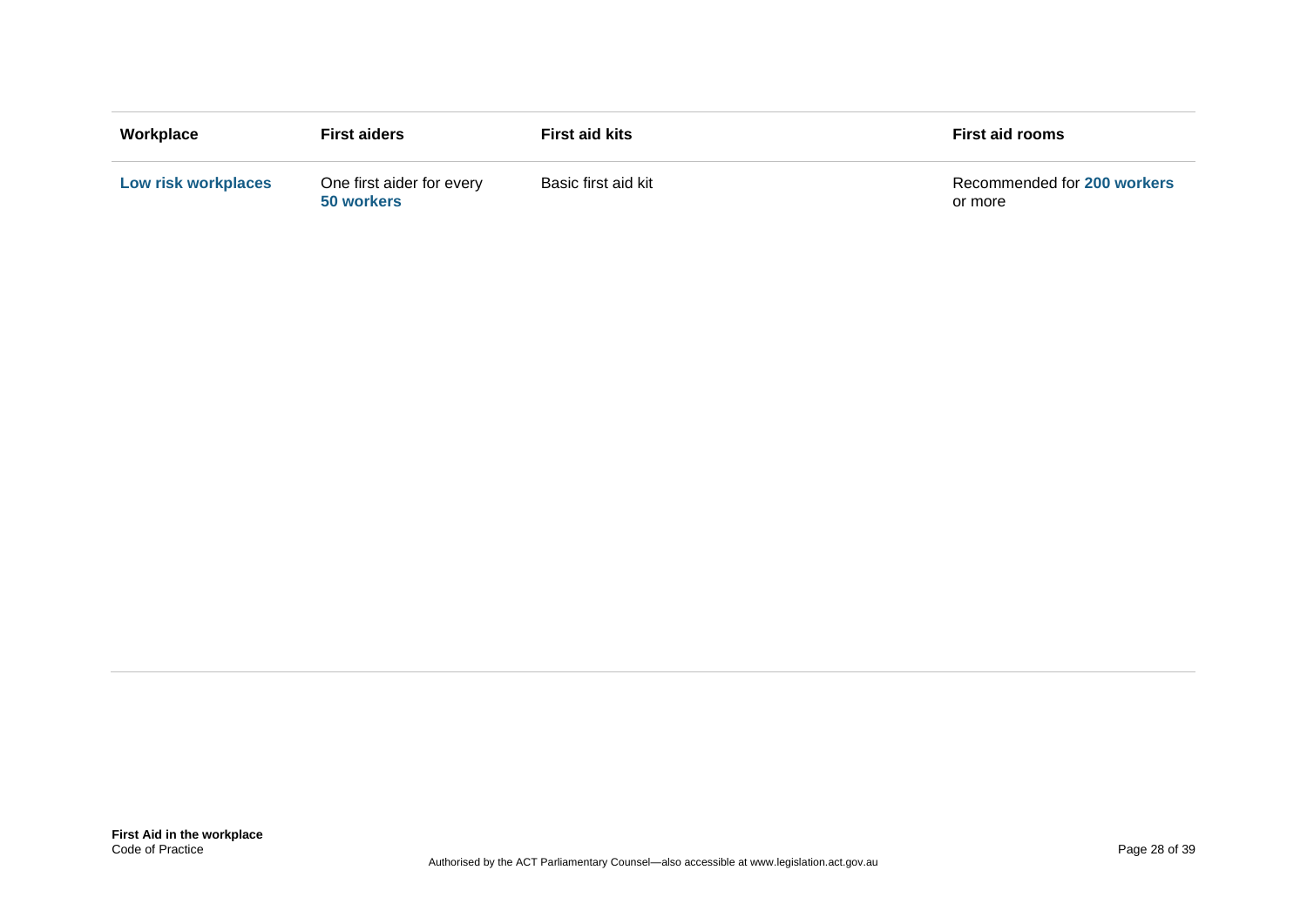| Workplace | First aiders | First aid kits | First aid rooms |
|---|---|---|---|
| **Low risk workplaces** | One first aider for every **50 workers** | Basic first aid kit | Recommended for **200 workers** or more |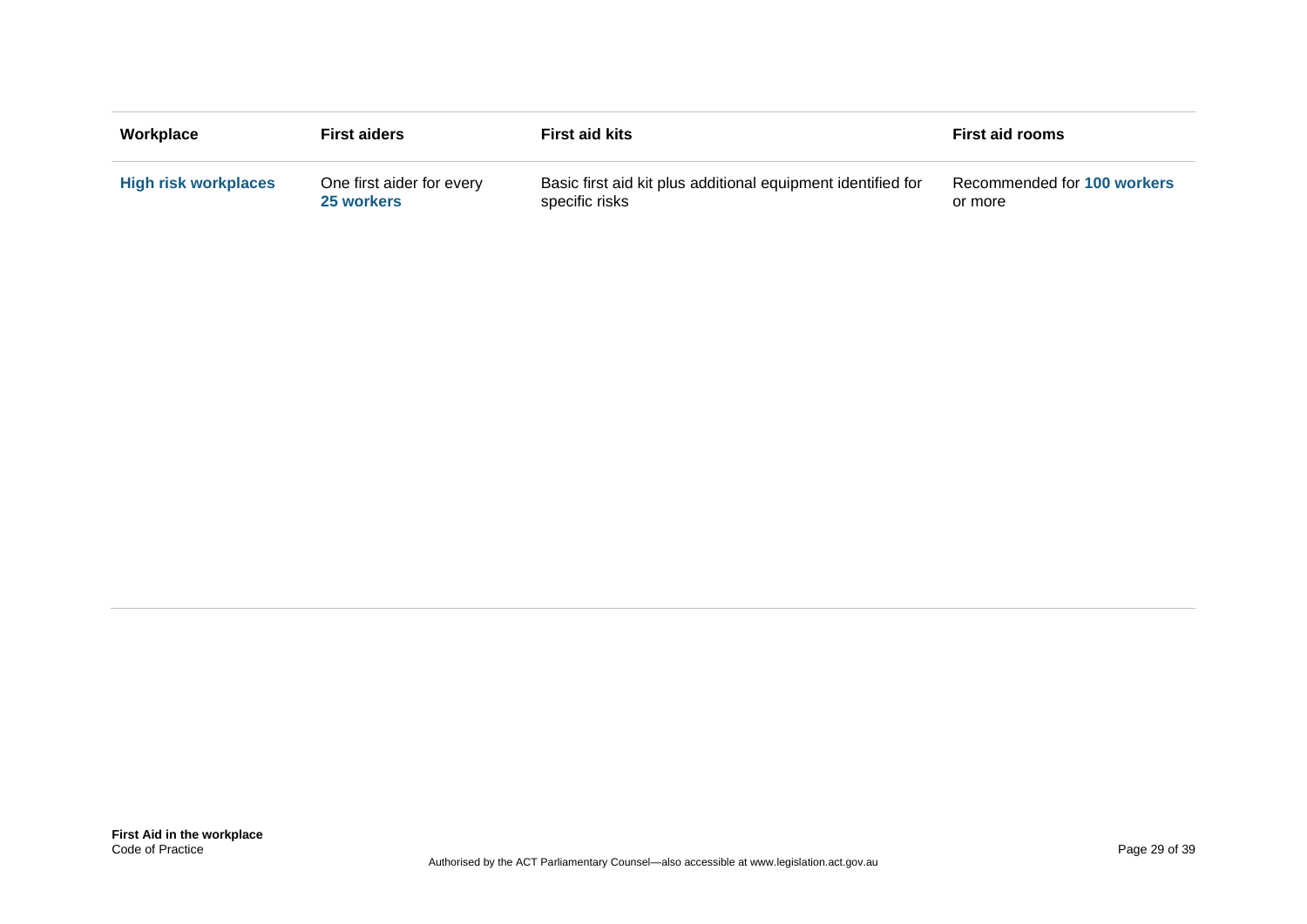| Workplace | First aiders | First aid kits | First aid rooms |
| --- | --- | --- | --- |
| **High risk workplaces** | One first aider for every **25 workers** | Basic first aid kit plus additional equipment identified for specific risks | Recommended for **100 workers** or more |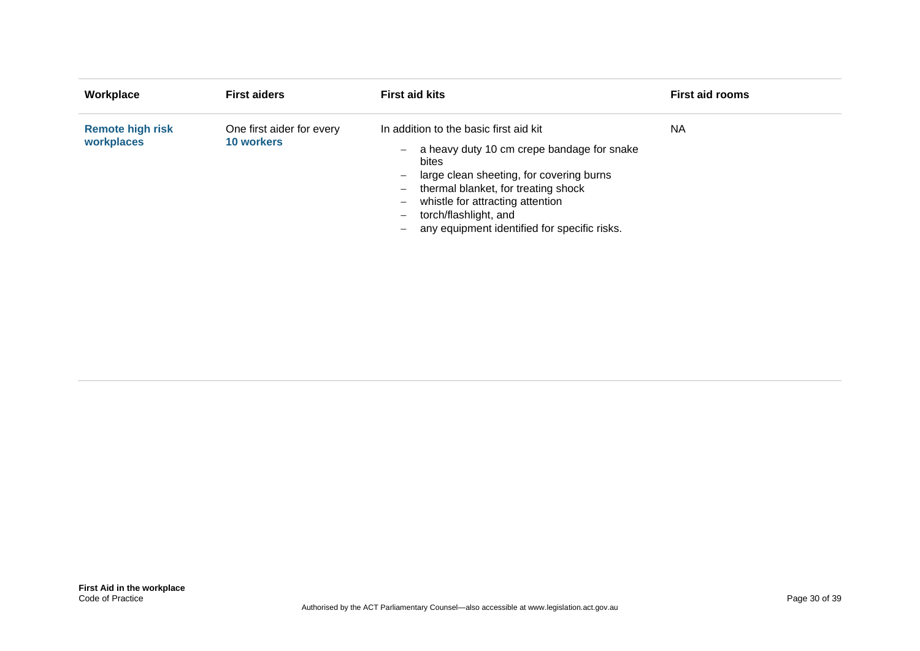| Workplace | First aiders | First aid kits | First aid rooms |
|---|---|---|---|
| **Remote high risk workplaces** | One first aider for every **10 workers** | In addition to the basic first aid kit<br>– a heavy duty 10 cm crepe bandage for snake bites<br>– large clean sheeting, for covering burns<br>– thermal blanket, for treating shock<br>– whistle for attracting attention<br>– torch/flashlight, and<br>– any equipment identified for specific risks. | NA |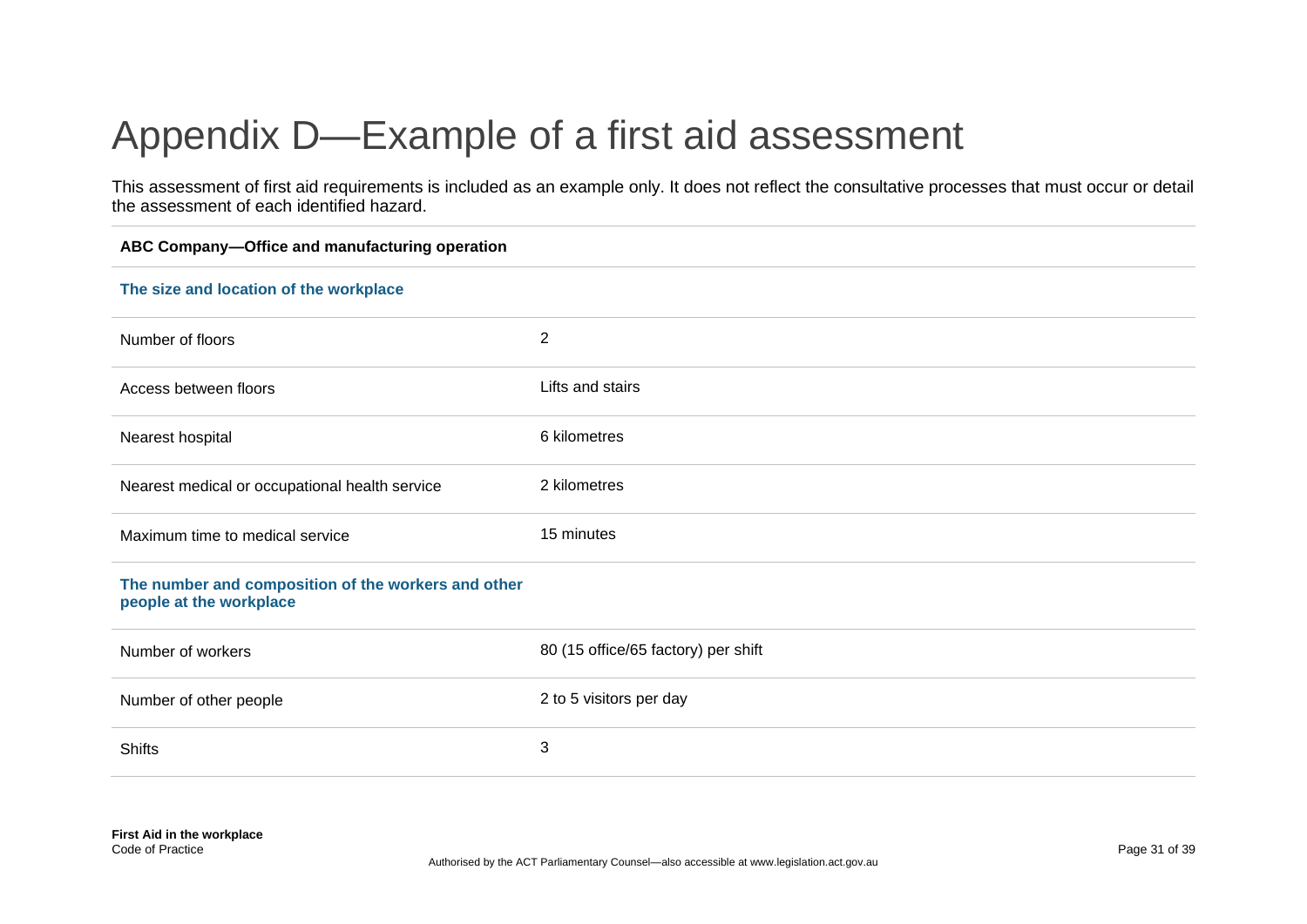# Appendix D—Example of a first aid assessment

This assessment of first aid requirements is included as an example only. It does not reflect the consultative processes that must occur or detail the assessment of each identified hazard.

| **ABC Company—Office and manufacturing operation** | |
|---|---|
| **The size and location of the workplace** | |
| Number of floors | 2 |
| Access between floors | Lifts and stairs |
| Nearest hospital | 6 kilometres |
| Nearest medical or occupational health service | 2 kilometres |
| Maximum time to medical service | 15 minutes |
| **The number and composition of the workers and other people at the workplace** | |
| Number of workers | 80 (15 office/65 factory) per shift |
| Number of other people | 2 to 5 visitors per day |
| Shifts | 3 |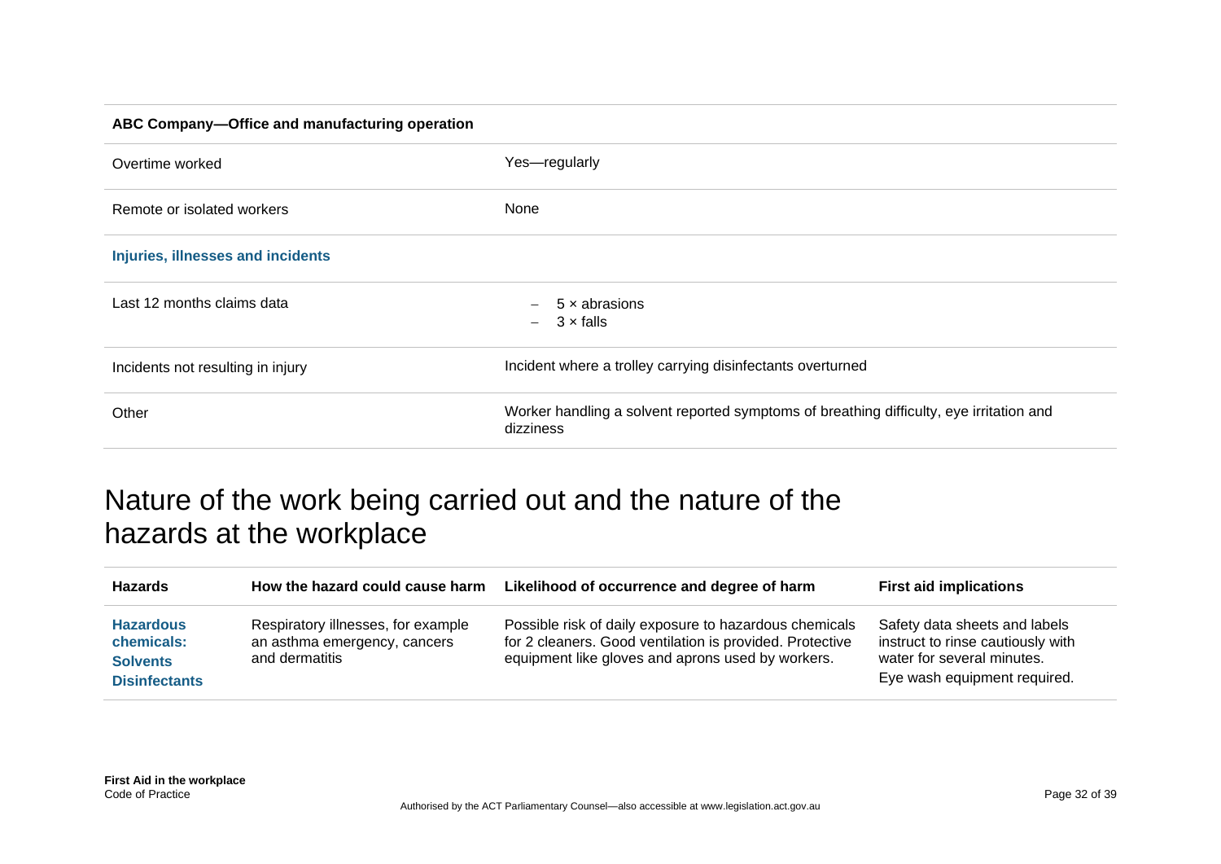| ABC Company—Office and manufacturing operation | |
|---|---|
| Overtime worked | Yes—regularly |
| Remote or isolated workers | None |
| **Injuries, illnesses and incidents** | |
| Last 12 months claims data | – 5 × abrasions<br>– 3 × falls |
| Incidents not resulting in injury | Incident where a trolley carrying disinfectants overturned |
| Other | Worker handling a solvent reported symptoms of breathing difficulty, eye irritation and dizziness |

## Nature of the work being carried out and the nature of the hazards at the workplace

| Hazards | How the hazard could cause harm | Likelihood of occurrence and degree of harm | First aid implications |
|---|---|---|---|
| **Hazardous chemicals:**<br>**Solvents**<br>**Disinfectants** | Respiratory illnesses, for example an asthma emergency, cancers and dermatitis | Possible risk of daily exposure to hazardous chemicals for 2 cleaners. Good ventilation is provided. Protective equipment like gloves and aprons used by workers. | Safety data sheets and labels instruct to rinse cautiously with water for several minutes.<br>Eye wash equipment required. |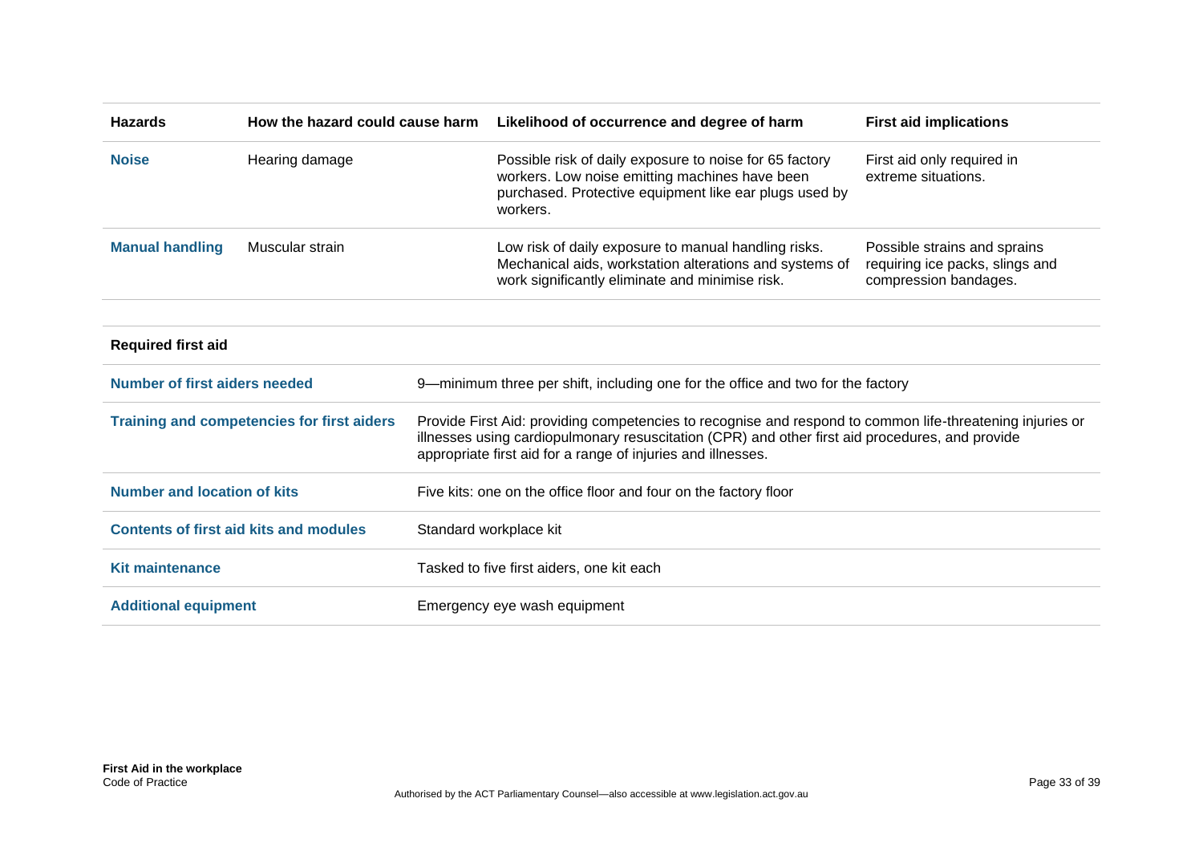| Hazards | How the hazard could cause harm | Likelihood of occurrence and degree of harm | First aid implications |
|---|---|---|---|
| **Noise** | Hearing damage | Possible risk of daily exposure to noise for 65 factory workers. Low noise emitting machines have been purchased. Protective equipment like ear plugs used by workers. | First aid only required in extreme situations. |
| **Manual handling** | Muscular strain | Low risk of daily exposure to manual handling risks. Mechanical aids, workstation alterations and systems of work significantly eliminate and minimise risk. | Possible strains and sprains requiring ice packs, slings and compression bandages. |

| Required first aid | |
|---|---|
| **Number of first aiders needed** | 9—minimum three per shift, including one for the office and two for the factory |
| **Training and competencies for first aiders** | Provide First Aid: providing competencies to recognise and respond to common life-threatening injuries or illnesses using cardiopulmonary resuscitation (CPR) and other first aid procedures, and provide appropriate first aid for a range of injuries and illnesses. |
| **Number and location of kits** | Five kits: one on the office floor and four on the factory floor |
| **Contents of first aid kits and modules** | Standard workplace kit |
| **Kit maintenance** | Tasked to five first aiders, one kit each |
| **Additional equipment** | Emergency eye wash equipment |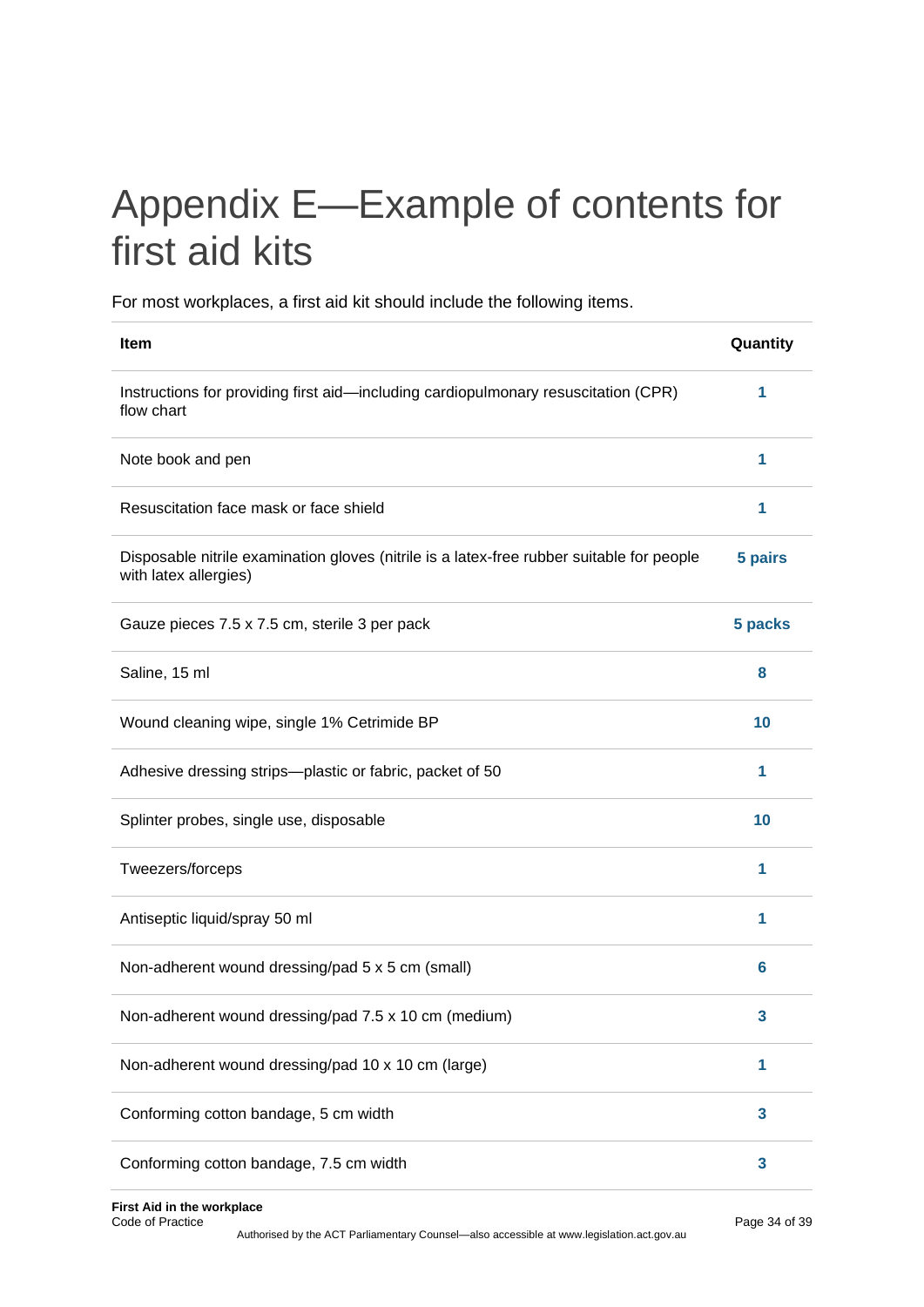# Appendix E—Example of contents for first aid kits

For most workplaces, a first aid kit should include the following items.

| Item | Quantity |
|---|---|
| Instructions for providing first aid—including cardiopulmonary resuscitation (CPR) flow chart | 1 |
| Note book and pen | 1 |
| Resuscitation face mask or face shield | 1 |
| Disposable nitrile examination gloves (nitrile is a latex-free rubber suitable for people with latex allergies) | 5 pairs |
| Gauze pieces 7.5 x 7.5 cm, sterile 3 per pack | 5 packs |
| Saline, 15 ml | 8 |
| Wound cleaning wipe, single 1% Cetrimide BP | 10 |
| Adhesive dressing strips—plastic or fabric, packet of 50 | 1 |
| Splinter probes, single use, disposable | 10 |
| Tweezers/forceps | 1 |
| Antiseptic liquid/spray 50 ml | 1 |
| Non-adherent wound dressing/pad 5 x 5 cm (small) | 6 |
| Non-adherent wound dressing/pad 7.5 x 10 cm (medium) | 3 |
| Non-adherent wound dressing/pad 10 x 10 cm (large) | 1 |
| Conforming cotton bandage, 5 cm width | 3 |
| Conforming cotton bandage, 7.5 cm width | 3 |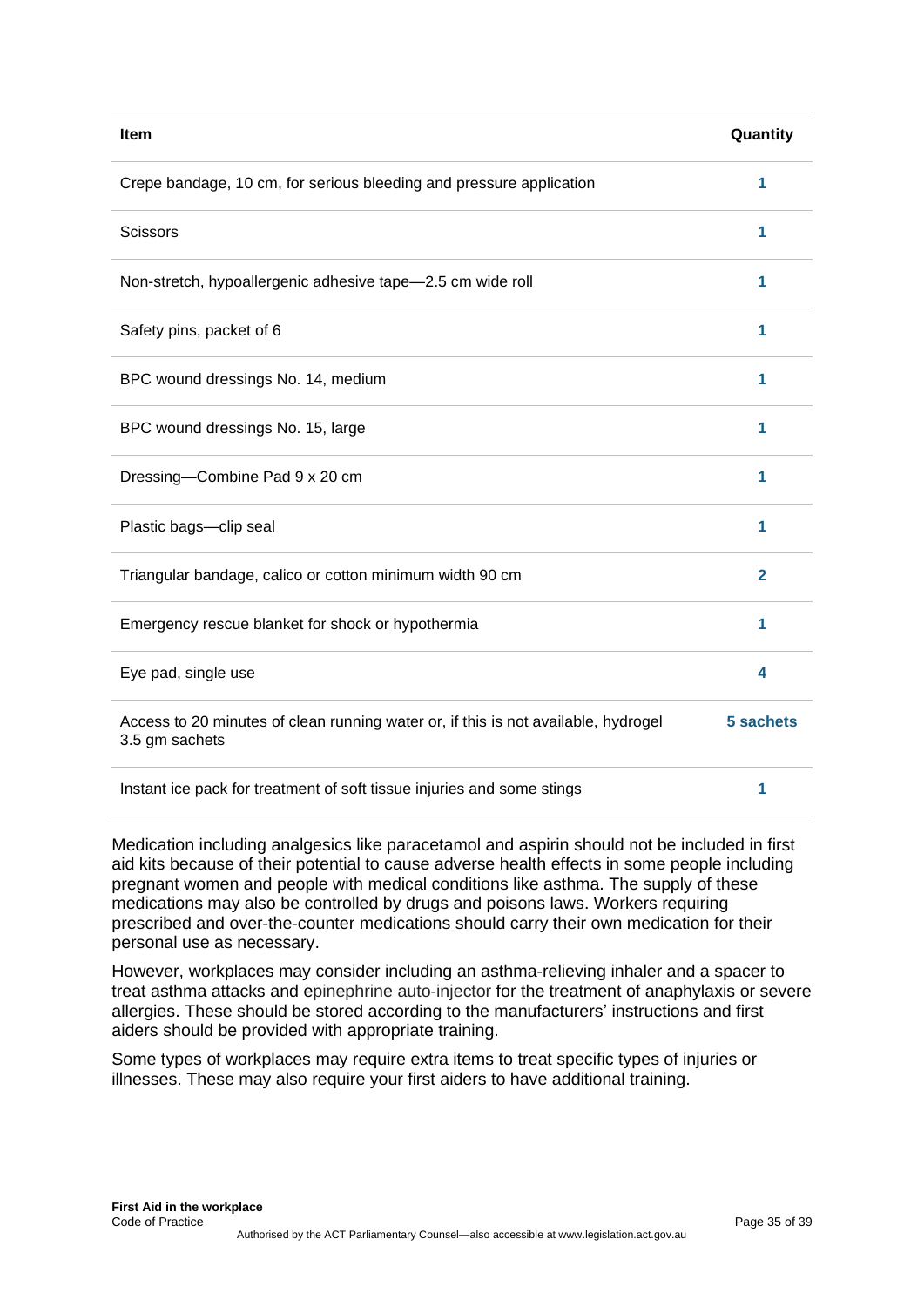| Item | Quantity |
| --- | --- |
| Crepe bandage, 10 cm, for serious bleeding and pressure application | 1 |
| Scissors | 1 |
| Non-stretch, hypoallergenic adhesive tape—2.5 cm wide roll | 1 |
| Safety pins, packet of 6 | 1 |
| BPC wound dressings No. 14, medium | 1 |
| BPC wound dressings No. 15, large | 1 |
| Dressing—Combine Pad 9 x 20 cm | 1 |
| Plastic bags—clip seal | 1 |
| Triangular bandage, calico or cotton minimum width 90 cm | 2 |
| Emergency rescue blanket for shock or hypothermia | 1 |
| Eye pad, single use | 4 |
| Access to 20 minutes of clean running water or, if this is not available, hydrogel 3.5 gm sachets | 5 sachets |
| Instant ice pack for treatment of soft tissue injuries and some stings | 1 |

Medication including analgesics like paracetamol and aspirin should not be included in first aid kits because of their potential to cause adverse health effects in some people including pregnant women and people with medical conditions like asthma. The supply of these medications may also be controlled by drugs and poisons laws. Workers requiring prescribed and over-the-counter medications should carry their own medication for their personal use as necessary.

However, workplaces may consider including an asthma-relieving inhaler and a spacer to treat asthma attacks and epinephrine auto-injector for the treatment of anaphylaxis or severe allergies. These should be stored according to the manufacturers' instructions and first aiders should be provided with appropriate training.

Some types of workplaces may require extra items to treat specific types of injuries or illnesses. These may also require your first aiders to have additional training.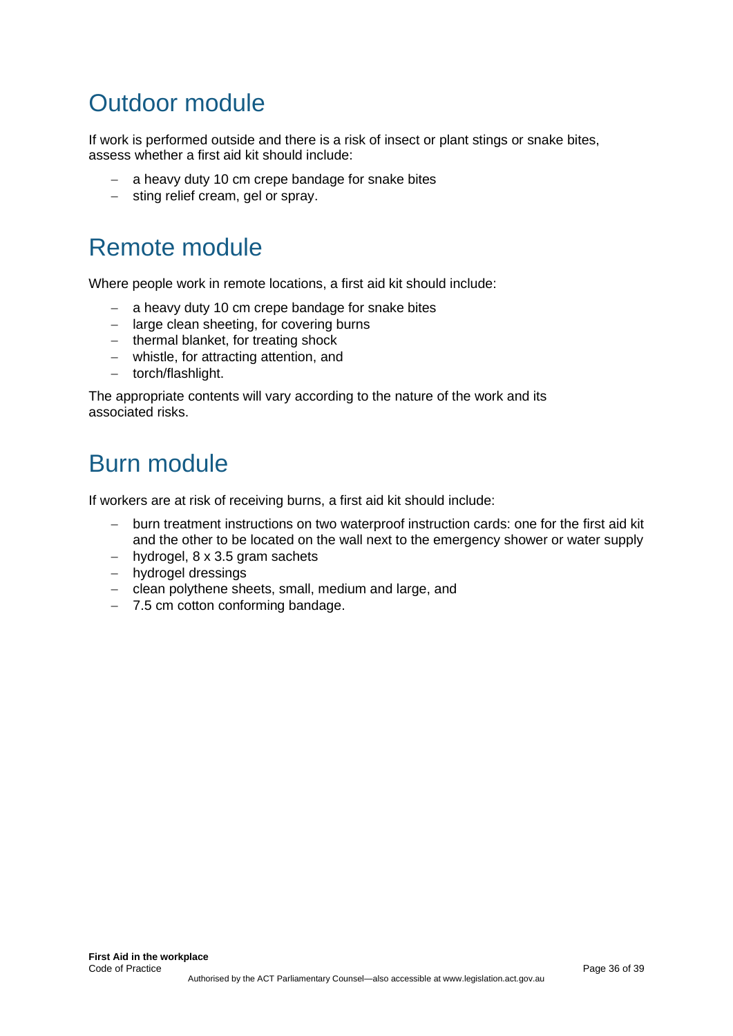# Outdoor module

If work is performed outside and there is a risk of insect or plant stings or snake bites, assess whether a first aid kit should include:

- a heavy duty 10 cm crepe bandage for snake bites
- sting relief cream, gel or spray.

# Remote module

Where people work in remote locations, a first aid kit should include:

- a heavy duty 10 cm crepe bandage for snake bites
- large clean sheeting, for covering burns
- thermal blanket, for treating shock
- whistle, for attracting attention, and
- torch/flashlight.

The appropriate contents will vary according to the nature of the work and its associated risks.

# Burn module

If workers are at risk of receiving burns, a first aid kit should include:

- burn treatment instructions on two waterproof instruction cards: one for the first aid kit and the other to be located on the wall next to the emergency shower or water supply
- hydrogel, 8 x 3.5 gram sachets
- hydrogel dressings
- clean polythene sheets, small, medium and large, and
- 7.5 cm cotton conforming bandage.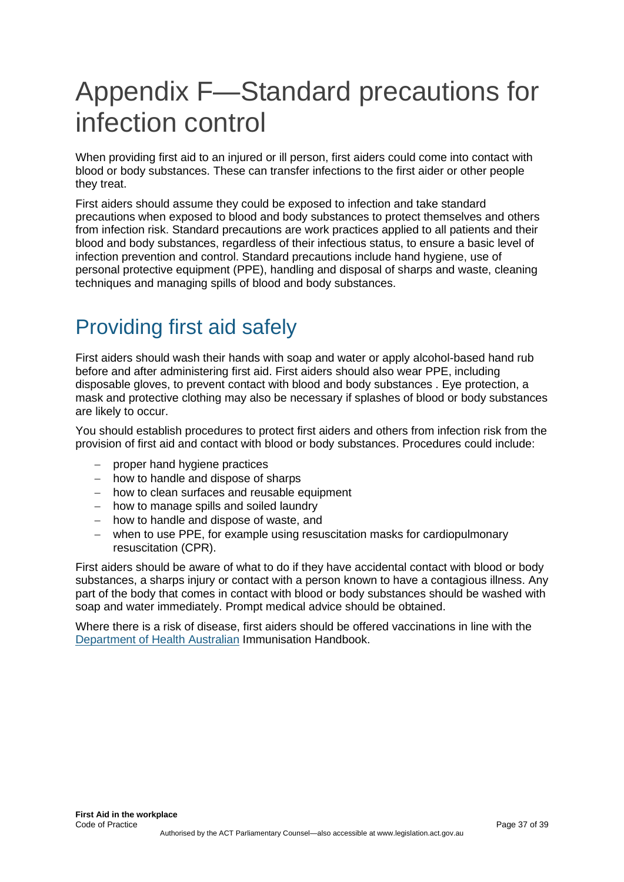# Appendix F—Standard precautions for infection control

When providing first aid to an injured or ill person, first aiders could come into contact with blood or body substances. These can transfer infections to the first aider or other people they treat.

First aiders should assume they could be exposed to infection and take standard precautions when exposed to blood and body substances to protect themselves and others from infection risk. Standard precautions are work practices applied to all patients and their blood and body substances, regardless of their infectious status, to ensure a basic level of infection prevention and control. Standard precautions include hand hygiene, use of personal protective equipment (PPE), handling and disposal of sharps and waste, cleaning techniques and managing spills of blood and body substances.

## Providing first aid safely

First aiders should wash their hands with soap and water or apply alcohol-based hand rub before and after administering first aid. First aiders should also wear PPE, including disposable gloves, to prevent contact with blood and body substances . Eye protection, a mask and protective clothing may also be necessary if splashes of blood or body substances are likely to occur.

You should establish procedures to protect first aiders and others from infection risk from the provision of first aid and contact with blood or body substances. Procedures could include:

- proper hand hygiene practices
- how to handle and dispose of sharps
- how to clean surfaces and reusable equipment
- how to manage spills and soiled laundry
- how to handle and dispose of waste, and
- when to use PPE, for example using resuscitation masks for cardiopulmonary resuscitation (CPR).

First aiders should be aware of what to do if they have accidental contact with blood or body substances, a sharps injury or contact with a person known to have a contagious illness. Any part of the body that comes in contact with blood or body substances should be washed with soap and water immediately. Prompt medical advice should be obtained.

Where there is a risk of disease, first aiders should be offered vaccinations in line with the Department of Health Australian Immunisation Handbook.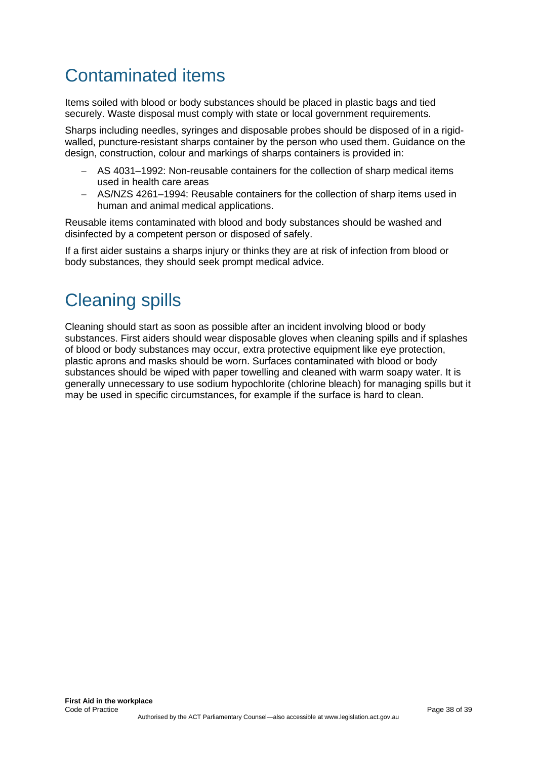# Contaminated items

Items soiled with blood or body substances should be placed in plastic bags and tied securely. Waste disposal must comply with state or local government requirements.

Sharps including needles, syringes and disposable probes should be disposed of in a rigid-walled, puncture-resistant sharps container by the person who used them. Guidance on the design, construction, colour and markings of sharps containers is provided in:

- AS 4031–1992: Non-reusable containers for the collection of sharp medical items used in health care areas
- AS/NZS 4261–1994: Reusable containers for the collection of sharp items used in human and animal medical applications.

Reusable items contaminated with blood and body substances should be washed and disinfected by a competent person or disposed of safely.

If a first aider sustains a sharps injury or thinks they are at risk of infection from blood or body substances, they should seek prompt medical advice.

# Cleaning spills

Cleaning should start as soon as possible after an incident involving blood or body substances. First aiders should wear disposable gloves when cleaning spills and if splashes of blood or body substances may occur, extra protective equipment like eye protection, plastic aprons and masks should be worn. Surfaces contaminated with blood or body substances should be wiped with paper towelling and cleaned with warm soapy water. It is generally unnecessary to use sodium hypochlorite (chlorine bleach) for managing spills but it may be used in specific circumstances, for example if the surface is hard to clean.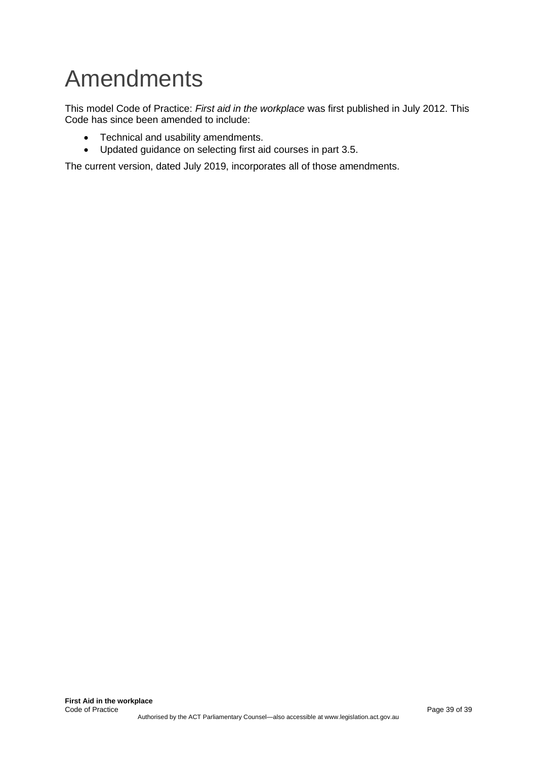# Amendments

This model Code of Practice: *First aid in the workplace* was first published in July 2012. This Code has since been amended to include:

- Technical and usability amendments.
- Updated guidance on selecting first aid courses in part 3.5.

The current version, dated July 2019, incorporates all of those amendments.